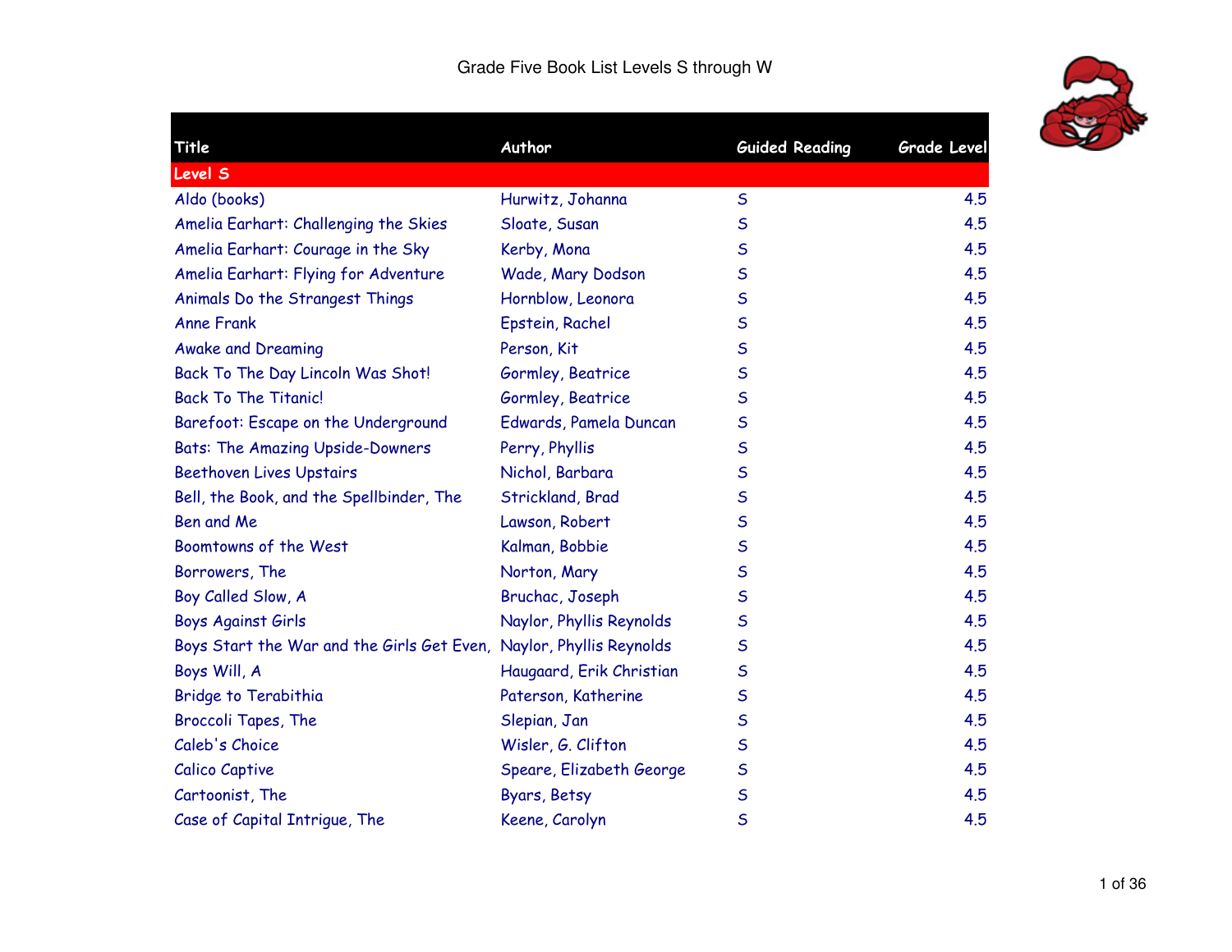# Grade Five Book List Levels S through W

| Title | Author | Guided Reading | Grade Level |
|---|---|---|---|
| **Level S** | | | |
| Aldo (books) | Hurwitz, Johanna | S | 4.5 |
| Amelia Earhart: Challenging the Skies | Sloate, Susan | S | 4.5 |
| Amelia Earhart: Courage in the Sky | Kerby, Mona | S | 4.5 |
| Amelia Earhart: Flying for Adventure | Wade, Mary Dodson | S | 4.5 |
| Animals Do the Strangest Things | Hornblow, Leonora | S | 4.5 |
| Anne Frank | Epstein, Rachel | S | 4.5 |
| Awake and Dreaming | Person, Kit | S | 4.5 |
| Back To The Day Lincoln Was Shot! | Gormley, Beatrice | S | 4.5 |
| Back To The Titanic! | Gormley, Beatrice | S | 4.5 |
| Barefoot: Escape on the Underground | Edwards, Pamela Duncan | S | 4.5 |
| Bats: The Amazing Upside-Downers | Perry, Phyllis | S | 4.5 |
| Beethoven Lives Upstairs | Nichol, Barbara | S | 4.5 |
| Bell, the Book, and the Spellbinder, The | Strickland, Brad | S | 4.5 |
| Ben and Me | Lawson, Robert | S | 4.5 |
| Boomtowns of the West | Kalman, Bobbie | S | 4.5 |
| Borrowers, The | Norton, Mary | S | 4.5 |
| Boy Called Slow, A | Bruchac, Joseph | S | 4.5 |
| Boys Against Girls | Naylor, Phyllis Reynolds | S | 4.5 |
| Boys Start the War and the Girls Get Even, | Naylor, Phyllis Reynolds | S | 4.5 |
| Boys Will, A | Haugaard, Erik Christian | S | 4.5 |
| Bridge to Terabithia | Paterson, Katherine | S | 4.5 |
| Broccoli Tapes, The | Slepian, Jan | S | 4.5 |
| Caleb's Choice | Wisler, G. Clifton | S | 4.5 |
| Calico Captive | Speare, Elizabeth George | S | 4.5 |
| Cartoonist, The | Byars, Betsy | S | 4.5 |
| Case of Capital Intrigue, The | Keene, Carolyn | S | 4.5 |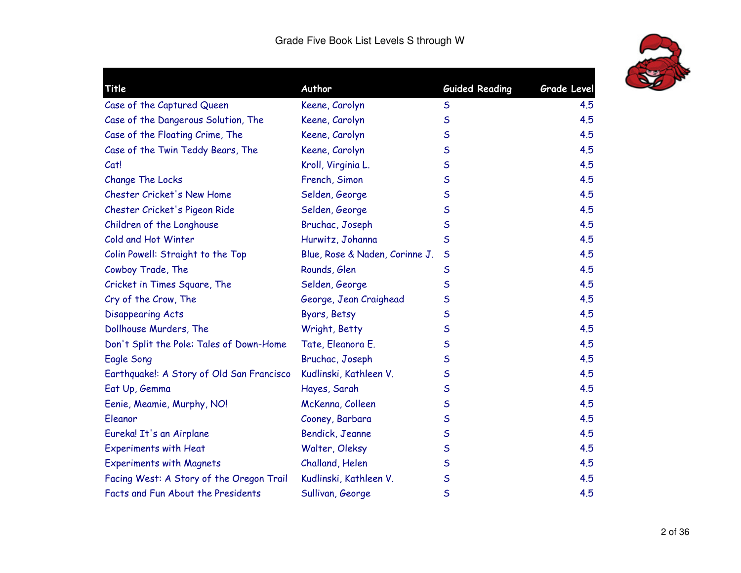# Grade Five Book List Levels S through W

| Title | Author | Guided Reading | Grade Level |
|---|---|---|---|
| Case of the Captured Queen | Keene, Carolyn | S | 4.5 |
| Case of the Dangerous Solution, The | Keene, Carolyn | S | 4.5 |
| Case of the Floating Crime, The | Keene, Carolyn | S | 4.5 |
| Case of the Twin Teddy Bears, The | Keene, Carolyn | S | 4.5 |
| Cat! | Kroll, Virginia L. | S | 4.5 |
| Change The Locks | French, Simon | S | 4.5 |
| Chester Cricket's New Home | Selden, George | S | 4.5 |
| Chester Cricket's Pigeon Ride | Selden, George | S | 4.5 |
| Children of the Longhouse | Bruchac, Joseph | S | 4.5 |
| Cold and Hot Winter | Hurwitz, Johanna | S | 4.5 |
| Colin Powell: Straight to the Top | Blue, Rose & Naden, Corinne J. | S | 4.5 |
| Cowboy Trade, The | Rounds, Glen | S | 4.5 |
| Cricket in Times Square, The | Selden, George | S | 4.5 |
| Cry of the Crow, The | George, Jean Craighead | S | 4.5 |
| Disappearing Acts | Byars, Betsy | S | 4.5 |
| Dollhouse Murders, The | Wright, Betty | S | 4.5 |
| Don't Split the Pole: Tales of Down-Home | Tate, Eleanora E. | S | 4.5 |
| Eagle Song | Bruchac, Joseph | S | 4.5 |
| Earthquake!: A Story of Old San Francisco | Kudlinski, Kathleen V. | S | 4.5 |
| Eat Up, Gemma | Hayes, Sarah | S | 4.5 |
| Eenie, Meamie, Murphy, NO! | McKenna, Colleen | S | 4.5 |
| Eleanor | Cooney, Barbara | S | 4.5 |
| Eureka! It's an Airplane | Bendick, Jeanne | S | 4.5 |
| Experiments with Heat | Walter, Oleksy | S | 4.5 |
| Experiments with Magnets | Challand, Helen | S | 4.5 |
| Facing West: A Story of the Oregon Trail | Kudlinski, Kathleen V. | S | 4.5 |
| Facts and Fun About the Presidents | Sullivan, George | S | 4.5 |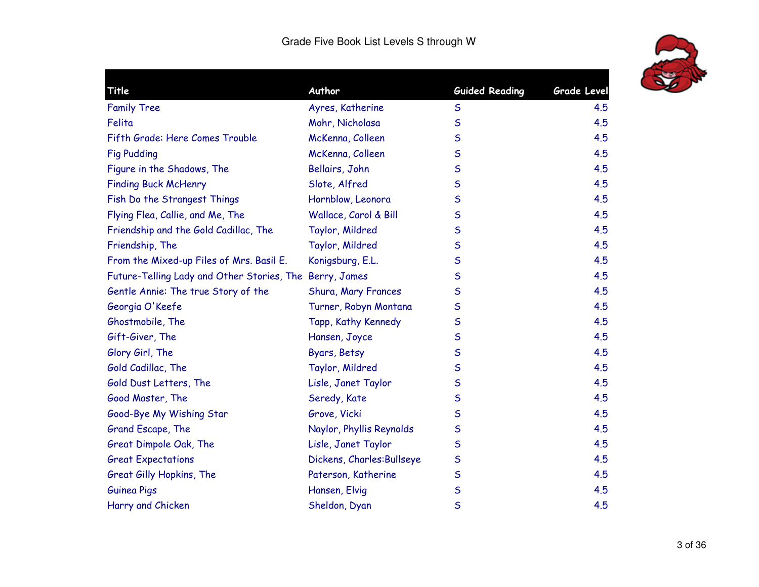Grade Five Book List Levels S through W

| Title | Author | Guided Reading | Grade Level |
|---|---|---|---|
| Family Tree | Ayres, Katherine | S | 4.5 |
| Felita | Mohr, Nicholasa | S | 4.5 |
| Fifth Grade: Here Comes Trouble | McKenna, Colleen | S | 4.5 |
| Fig Pudding | McKenna, Colleen | S | 4.5 |
| Figure in the Shadows, The | Bellairs, John | S | 4.5 |
| Finding Buck McHenry | Slote, Alfred | S | 4.5 |
| Fish Do the Strangest Things | Hornblow, Leonora | S | 4.5 |
| Flying Flea, Callie, and Me, The | Wallace, Carol & Bill | S | 4.5 |
| Friendship and the Gold Cadillac, The | Taylor, Mildred | S | 4.5 |
| Friendship, The | Taylor, Mildred | S | 4.5 |
| From the Mixed-up Files of Mrs. Basil E. | Konigsburg, E.L. | S | 4.5 |
| Future-Telling Lady and Other Stories, The | Berry, James | S | 4.5 |
| Gentle Annie: The true Story of the | Shura, Mary Frances | S | 4.5 |
| Georgia O'Keefe | Turner, Robyn Montana | S | 4.5 |
| Ghostmobile, The | Tapp, Kathy Kennedy | S | 4.5 |
| Gift-Giver, The | Hansen, Joyce | S | 4.5 |
| Glory Girl, The | Byars, Betsy | S | 4.5 |
| Gold Cadillac, The | Taylor, Mildred | S | 4.5 |
| Gold Dust Letters, The | Lisle, Janet Taylor | S | 4.5 |
| Good Master, The | Seredy, Kate | S | 4.5 |
| Good-Bye My Wishing Star | Grove, Vicki | S | 4.5 |
| Grand Escape, The | Naylor, Phyllis Reynolds | S | 4.5 |
| Great Dimpole Oak, The | Lisle, Janet Taylor | S | 4.5 |
| Great Expectations | Dickens, Charles:Bullseye | S | 4.5 |
| Great Gilly Hopkins, The | Paterson, Katherine | S | 4.5 |
| Guinea Pigs | Hansen, Elvig | S | 4.5 |
| Harry and Chicken | Sheldon, Dyan | S | 4.5 |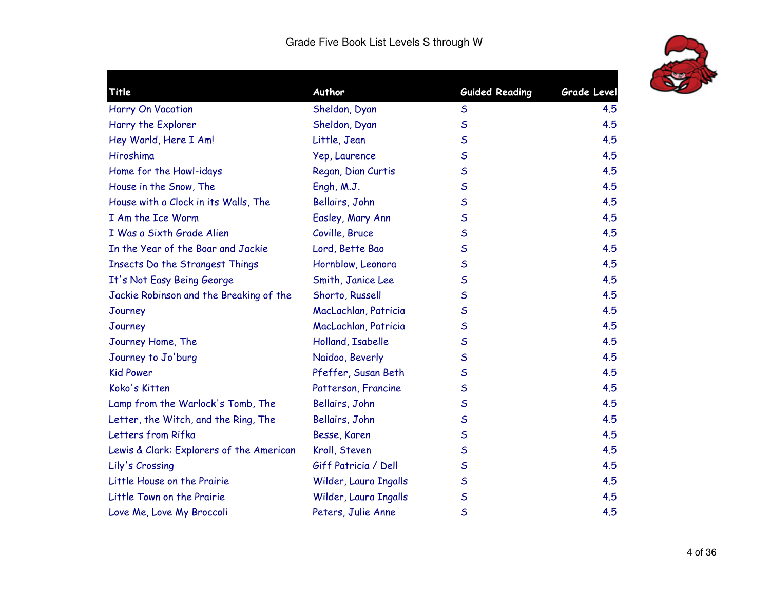Grade Five Book List Levels S through W

| Title | Author | Guided Reading | Grade Level |
|---|---|---|---|
| Harry On Vacation | Sheldon, Dyan | S | 4.5 |
| Harry the Explorer | Sheldon, Dyan | S | 4.5 |
| Hey World, Here I Am! | Little, Jean | S | 4.5 |
| Hiroshima | Yep, Laurence | S | 4.5 |
| Home for the Howl-idays | Regan, Dian Curtis | S | 4.5 |
| House in the Snow, The | Engh, M.J. | S | 4.5 |
| House with a Clock in its Walls, The | Bellairs, John | S | 4.5 |
| I Am the Ice Worm | Easley, Mary Ann | S | 4.5 |
| I Was a Sixth Grade Alien | Coville, Bruce | S | 4.5 |
| In the Year of the Boar and Jackie | Lord, Bette Bao | S | 4.5 |
| Insects Do the Strangest Things | Hornblow, Leonora | S | 4.5 |
| It's Not Easy Being George | Smith, Janice Lee | S | 4.5 |
| Jackie Robinson and the Breaking of the | Shorto, Russell | S | 4.5 |
| Journey | MacLachlan, Patricia | S | 4.5 |
| Journey | MacLachlan, Patricia | S | 4.5 |
| Journey Home, The | Holland, Isabelle | S | 4.5 |
| Journey to Jo'burg | Naidoo, Beverly | S | 4.5 |
| Kid Power | Pfeffer, Susan Beth | S | 4.5 |
| Koko's Kitten | Patterson, Francine | S | 4.5 |
| Lamp from the Warlock's Tomb, The | Bellairs, John | S | 4.5 |
| Letter, the Witch, and the Ring, The | Bellairs, John | S | 4.5 |
| Letters from Rifka | Besse, Karen | S | 4.5 |
| Lewis & Clark: Explorers of the American | Kroll, Steven | S | 4.5 |
| Lily's Crossing | Giff Patricia / Dell | S | 4.5 |
| Little House on the Prairie | Wilder, Laura Ingalls | S | 4.5 |
| Little Town on the Prairie | Wilder, Laura Ingalls | S | 4.5 |
| Love Me, Love My Broccoli | Peters, Julie Anne | S | 4.5 |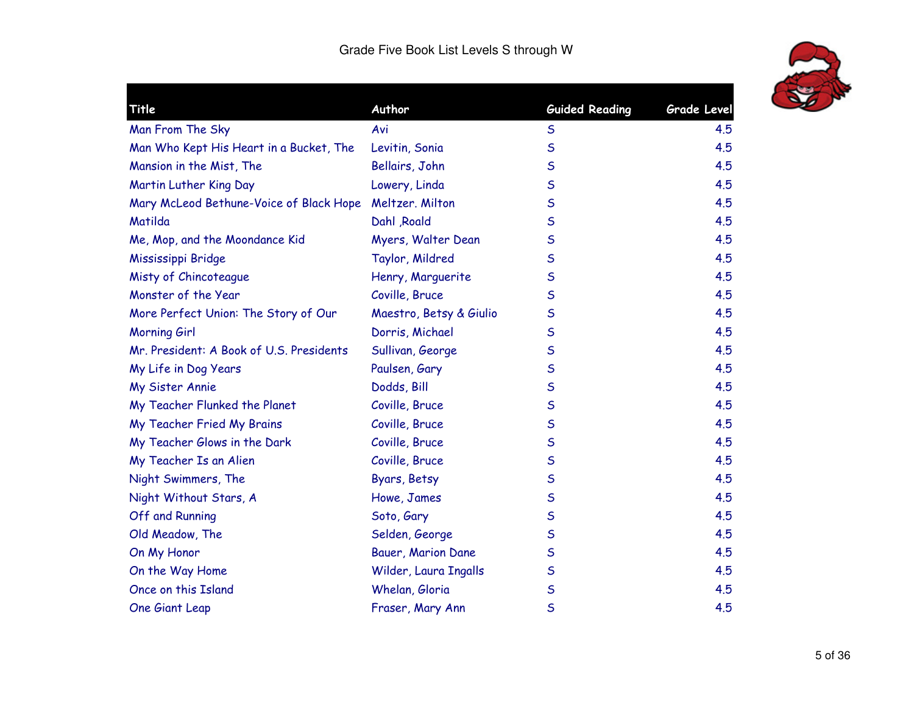# Grade Five Book List Levels S through W

| Title | Author | Guided Reading | Grade Level |
|---|---|---|---|
| Man From The Sky | Avi | S | 4.5 |
| Man Who Kept His Heart in a Bucket, The | Levitin, Sonia | S | 4.5 |
| Mansion in the Mist, The | Bellairs, John | S | 4.5 |
| Martin Luther King Day | Lowery, Linda | S | 4.5 |
| Mary McLeod Bethune-Voice of Black Hope | Meltzer. Milton | S | 4.5 |
| Matilda | Dahl ,Roald | S | 4.5 |
| Me, Mop, and the Moondance Kid | Myers, Walter Dean | S | 4.5 |
| Mississippi Bridge | Taylor, Mildred | S | 4.5 |
| Misty of Chincoteague | Henry, Marguerite | S | 4.5 |
| Monster of the Year | Coville, Bruce | S | 4.5 |
| More Perfect Union: The Story of Our | Maestro, Betsy & Giulio | S | 4.5 |
| Morning Girl | Dorris, Michael | S | 4.5 |
| Mr. President: A Book of U.S. Presidents | Sullivan, George | S | 4.5 |
| My Life in Dog Years | Paulsen, Gary | S | 4.5 |
| My Sister Annie | Dodds, Bill | S | 4.5 |
| My Teacher Flunked the Planet | Coville, Bruce | S | 4.5 |
| My Teacher Fried My Brains | Coville, Bruce | S | 4.5 |
| My Teacher Glows in the Dark | Coville, Bruce | S | 4.5 |
| My Teacher Is an Alien | Coville, Bruce | S | 4.5 |
| Night Swimmers, The | Byars, Betsy | S | 4.5 |
| Night Without Stars, A | Howe, James | S | 4.5 |
| Off and Running | Soto, Gary | S | 4.5 |
| Old Meadow, The | Selden, George | S | 4.5 |
| On My Honor | Bauer, Marion Dane | S | 4.5 |
| On the Way Home | Wilder, Laura Ingalls | S | 4.5 |
| Once on this Island | Whelan, Gloria | S | 4.5 |
| One Giant Leap | Fraser, Mary Ann | S | 4.5 |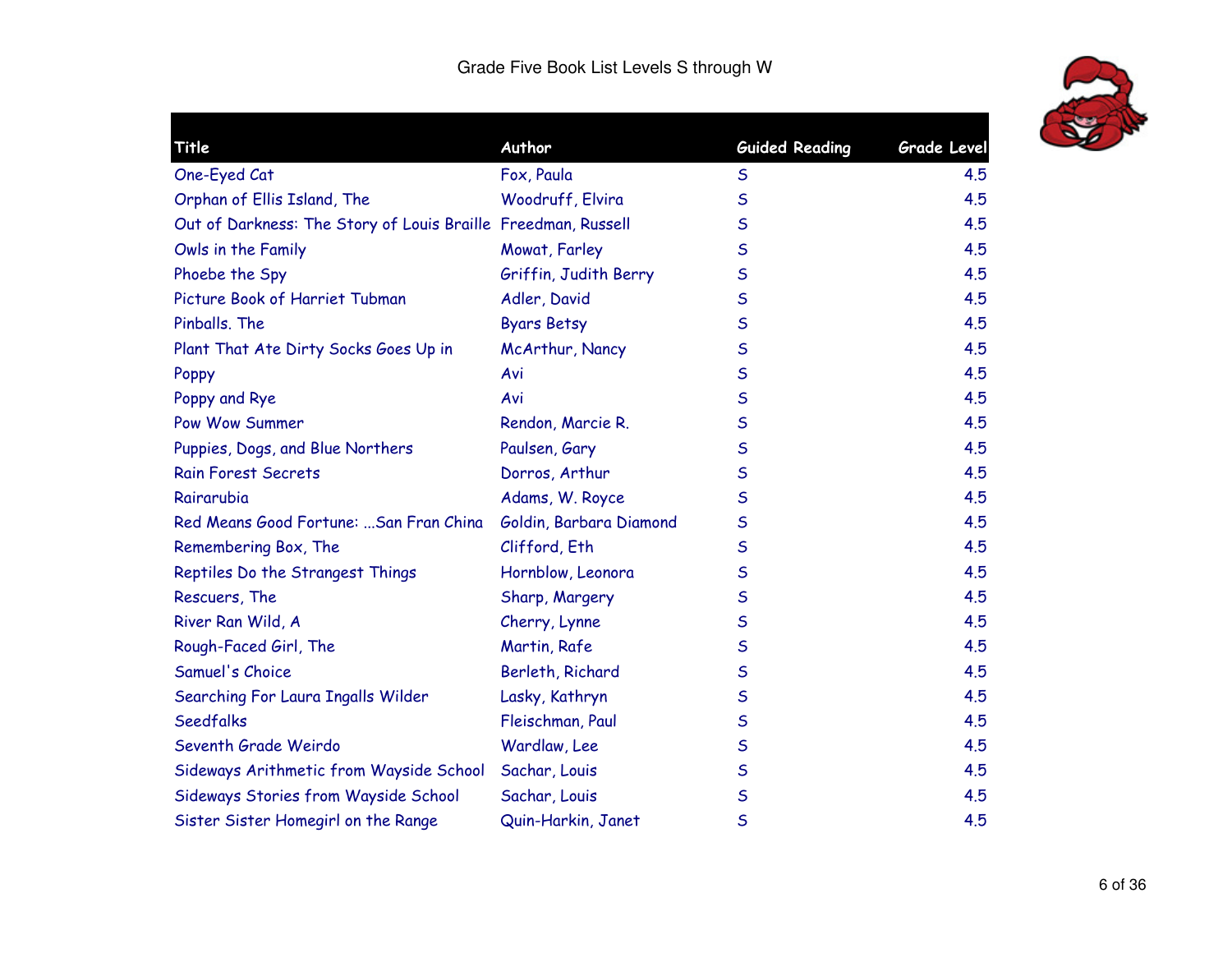# Grade Five Book List Levels S through W

| Title | Author | Guided Reading | Grade Level |
|---|---|---|---|
| One-Eyed Cat | Fox, Paula | S | 4.5 |
| Orphan of Ellis Island, The | Woodruff, Elvira | S | 4.5 |
| Out of Darkness: The Story of Louis Braille | Freedman, Russell | S | 4.5 |
| Owls in the Family | Mowat, Farley | S | 4.5 |
| Phoebe the Spy | Griffin, Judith Berry | S | 4.5 |
| Picture Book of Harriet Tubman | Adler, David | S | 4.5 |
| Pinballs. The | Byars Betsy | S | 4.5 |
| Plant That Ate Dirty Socks Goes Up in | McArthur, Nancy | S | 4.5 |
| Poppy | Avi | S | 4.5 |
| Poppy and Rye | Avi | S | 4.5 |
| Pow Wow Summer | Rendon, Marcie R. | S | 4.5 |
| Puppies, Dogs, and Blue Northers | Paulsen, Gary | S | 4.5 |
| Rain Forest Secrets | Dorros, Arthur | S | 4.5 |
| Rairarubia | Adams, W. Royce | S | 4.5 |
| Red Means Good Fortune: ...San Fran China | Goldin, Barbara Diamond | S | 4.5 |
| Remembering Box, The | Clifford, Eth | S | 4.5 |
| Reptiles Do the Strangest Things | Hornblow, Leonora | S | 4.5 |
| Rescuers, The | Sharp, Margery | S | 4.5 |
| River Ran Wild, A | Cherry, Lynne | S | 4.5 |
| Rough-Faced Girl, The | Martin, Rafe | S | 4.5 |
| Samuel's Choice | Berleth, Richard | S | 4.5 |
| Searching For Laura Ingalls Wilder | Lasky, Kathryn | S | 4.5 |
| Seedfalks | Fleischman, Paul | S | 4.5 |
| Seventh Grade Weirdo | Wardlaw, Lee | S | 4.5 |
| Sideways Arithmetic from Wayside School | Sachar, Louis | S | 4.5 |
| Sideways Stories from Wayside School | Sachar, Louis | S | 4.5 |
| Sister Sister Homegirl on the Range | Quin-Harkin, Janet | S | 4.5 |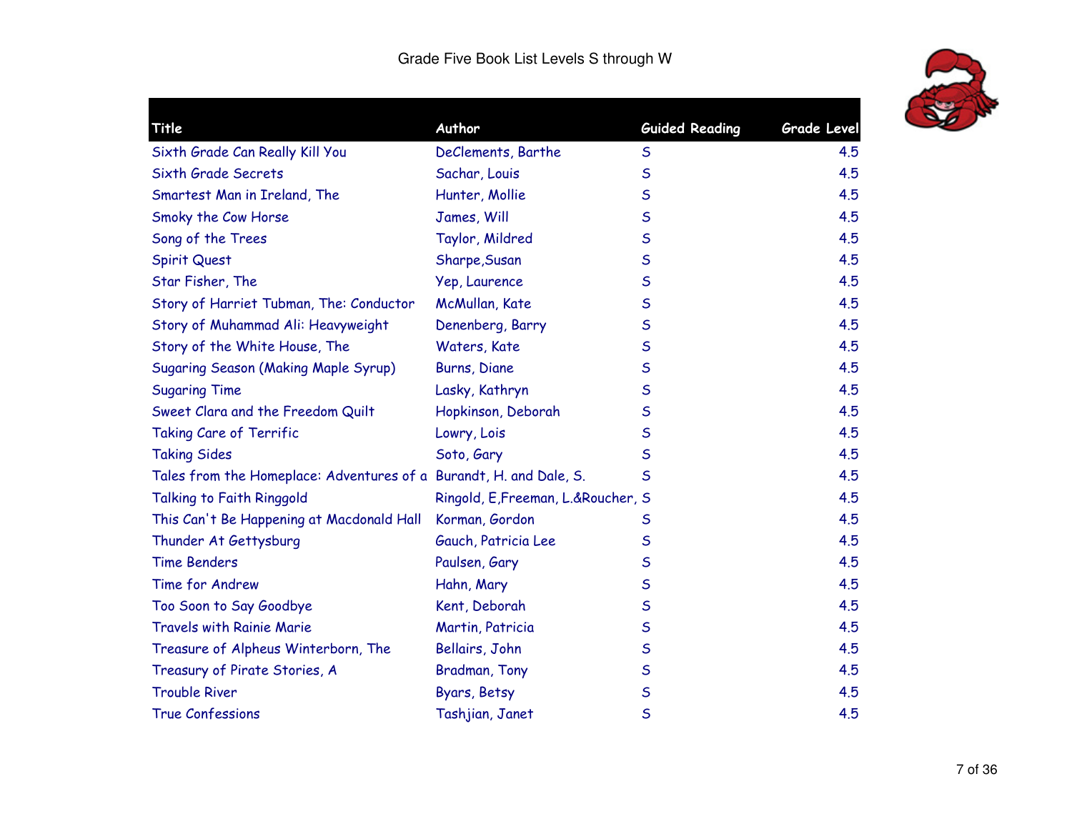# Grade Five Book List Levels S through W

| Title | Author | Guided Reading | Grade Level |
|---|---|---|---|
| Sixth Grade Can Really Kill You | DeClements, Barthe | S | 4.5 |
| Sixth Grade Secrets | Sachar, Louis | S | 4.5 |
| Smartest Man in Ireland, The | Hunter, Mollie | S | 4.5 |
| Smoky the Cow Horse | James, Will | S | 4.5 |
| Song of the Trees | Taylor, Mildred | S | 4.5 |
| Spirit Quest | Sharpe,Susan | S | 4.5 |
| Star Fisher, The | Yep, Laurence | S | 4.5 |
| Story of Harriet Tubman, The: Conductor | McMullan, Kate | S | 4.5 |
| Story of Muhammad Ali: Heavyweight | Denenberg, Barry | S | 4.5 |
| Story of the White House, The | Waters, Kate | S | 4.5 |
| Sugaring Season (Making Maple Syrup) | Burns, Diane | S | 4.5 |
| Sugaring Time | Lasky, Kathryn | S | 4.5 |
| Sweet Clara and the Freedom Quilt | Hopkinson, Deborah | S | 4.5 |
| Taking Care of Terrific | Lowry, Lois | S | 4.5 |
| Taking Sides | Soto, Gary | S | 4.5 |
| Tales from the Homeplace: Adventures of a | Burandt, H. and Dale, S. | S | 4.5 |
| Talking to Faith Ringgold | Ringold, E,Freeman, L.&Roucher, | S | 4.5 |
| This Can't Be Happening at Macdonald Hall | Korman, Gordon | S | 4.5 |
| Thunder At Gettysburg | Gauch, Patricia Lee | S | 4.5 |
| Time Benders | Paulsen, Gary | S | 4.5 |
| Time for Andrew | Hahn, Mary | S | 4.5 |
| Too Soon to Say Goodbye | Kent, Deborah | S | 4.5 |
| Travels with Rainie Marie | Martin, Patricia | S | 4.5 |
| Treasure of Alpheus Winterborn, The | Bellairs, John | S | 4.5 |
| Treasury of Pirate Stories, A | Bradman, Tony | S | 4.5 |
| Trouble River | Byars, Betsy | S | 4.5 |
| True Confessions | Tashjian, Janet | S | 4.5 |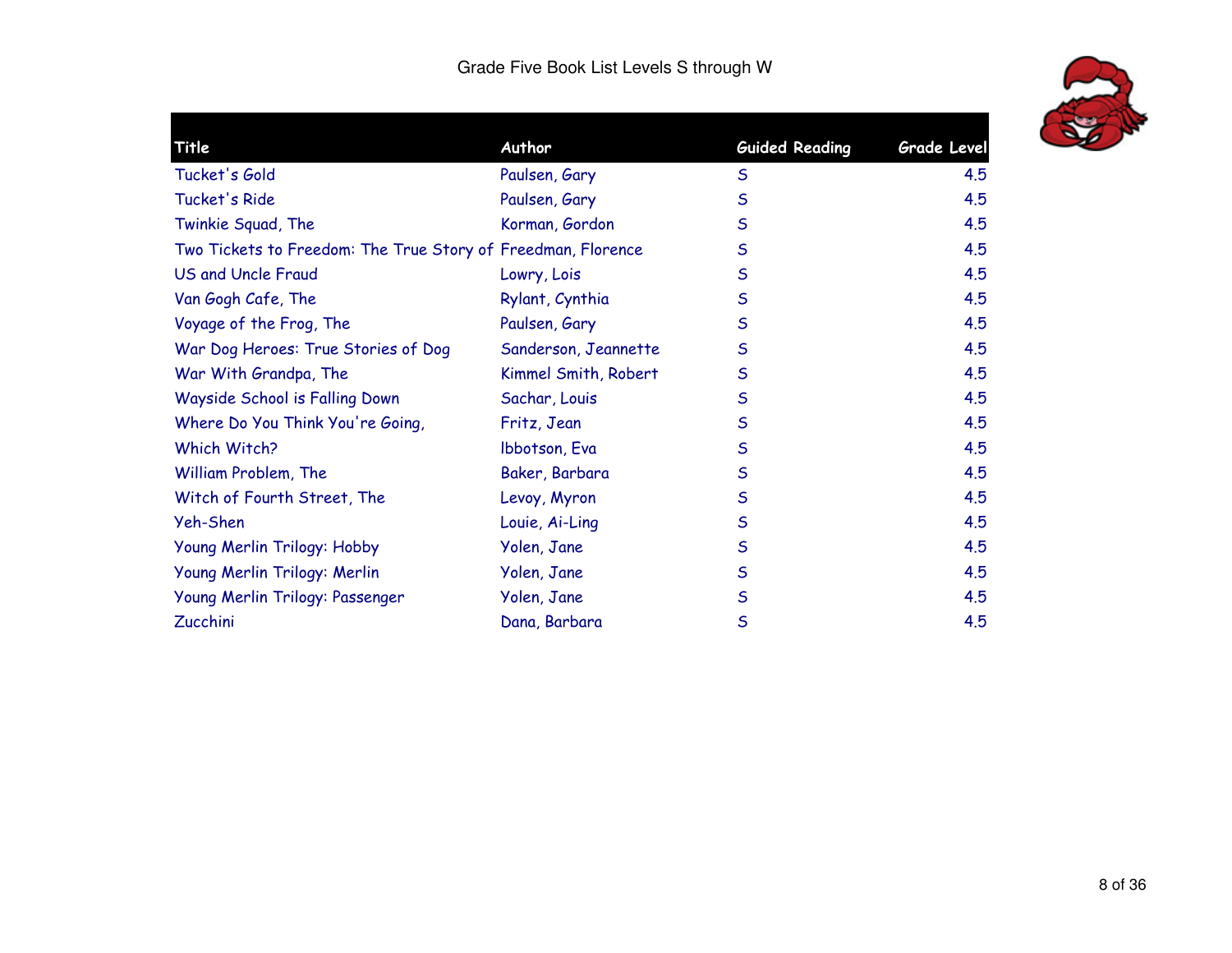Grade Five Book List Levels S through W

| Title | Author | Guided Reading | Grade Level |
|---|---|---|---|
| Tucket's Gold | Paulsen, Gary | S | 4.5 |
| Tucket's Ride | Paulsen, Gary | S | 4.5 |
| Twinkie Squad, The | Korman, Gordon | S | 4.5 |
| Two Tickets to Freedom: The True Story of | Freedman, Florence | S | 4.5 |
| US and Uncle Fraud | Lowry, Lois | S | 4.5 |
| Van Gogh Cafe, The | Rylant, Cynthia | S | 4.5 |
| Voyage of the Frog, The | Paulsen, Gary | S | 4.5 |
| War Dog Heroes: True Stories of Dog | Sanderson, Jeannette | S | 4.5 |
| War With Grandpa, The | Kimmel Smith, Robert | S | 4.5 |
| Wayside School is Falling Down | Sachar, Louis | S | 4.5 |
| Where Do You Think You're Going, | Fritz, Jean | S | 4.5 |
| Which Witch? | Ibbotson, Eva | S | 4.5 |
| William Problem, The | Baker, Barbara | S | 4.5 |
| Witch of Fourth Street, The | Levoy, Myron | S | 4.5 |
| Yeh-Shen | Louie, Ai-Ling | S | 4.5 |
| Young Merlin Trilogy: Hobby | Yolen, Jane | S | 4.5 |
| Young Merlin Trilogy: Merlin | Yolen, Jane | S | 4.5 |
| Young Merlin Trilogy: Passenger | Yolen, Jane | S | 4.5 |
| Zucchini | Dana, Barbara | S | 4.5 |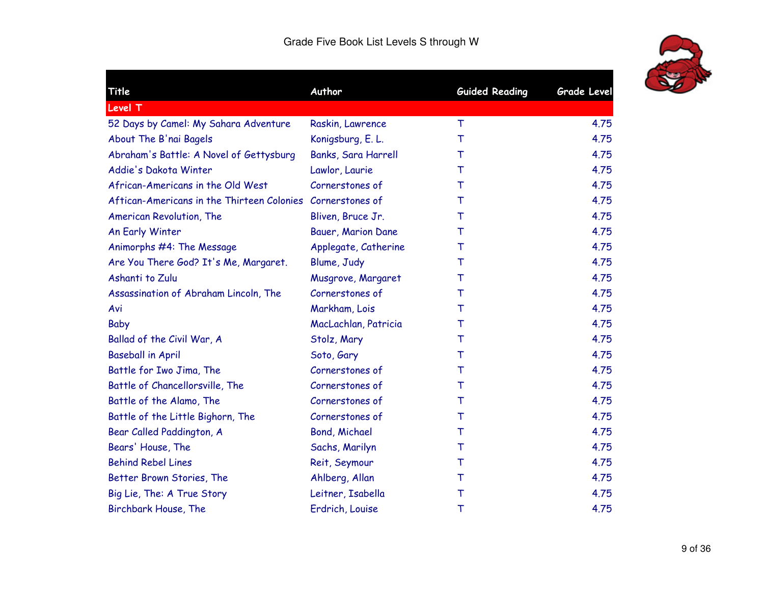# Grade Five Book List Levels S through W

| Title | Author | Guided Reading | Grade Level |
|---|---|---|---|
| **Level T** | | | |
| 52 Days by Camel: My Sahara Adventure | Raskin, Lawrence | T | 4.75 |
| About The B'nai Bagels | Konigsburg, E. L. | T | 4.75 |
| Abraham's Battle: A Novel of Gettysburg | Banks, Sara Harrell | T | 4.75 |
| Addie's Dakota Winter | Lawlor, Laurie | T | 4.75 |
| African-Americans in the Old West | Cornerstones of | T | 4.75 |
| Aftican-Americans in the Thirteen Colonies | Cornerstones of | T | 4.75 |
| American Revolution, The | Bliven, Bruce Jr. | T | 4.75 |
| An Early Winter | Bauer, Marion Dane | T | 4.75 |
| Animorphs #4: The Message | Applegate, Catherine | T | 4.75 |
| Are You There God? It's Me, Margaret. | Blume, Judy | T | 4.75 |
| Ashanti to Zulu | Musgrove, Margaret | T | 4.75 |
| Assassination of Abraham Lincoln, The | Cornerstones of | T | 4.75 |
| Avi | Markham, Lois | T | 4.75 |
| Baby | MacLachlan, Patricia | T | 4.75 |
| Ballad of the Civil War, A | Stolz, Mary | T | 4.75 |
| Baseball in April | Soto, Gary | T | 4.75 |
| Battle for Iwo Jima, The | Cornerstones of | T | 4.75 |
| Battle of Chancellorsville, The | Cornerstones of | T | 4.75 |
| Battle of the Alamo, The | Cornerstones of | T | 4.75 |
| Battle of the Little Bighorn, The | Cornerstones of | T | 4.75 |
| Bear Called Paddington, A | Bond, Michael | T | 4.75 |
| Bears' House, The | Sachs, Marilyn | T | 4.75 |
| Behind Rebel Lines | Reit, Seymour | T | 4.75 |
| Better Brown Stories, The | Ahlberg, Allan | T | 4.75 |
| Big Lie, The: A True Story | Leitner, Isabella | T | 4.75 |
| Birchbark House, The | Erdrich, Louise | T | 4.75 |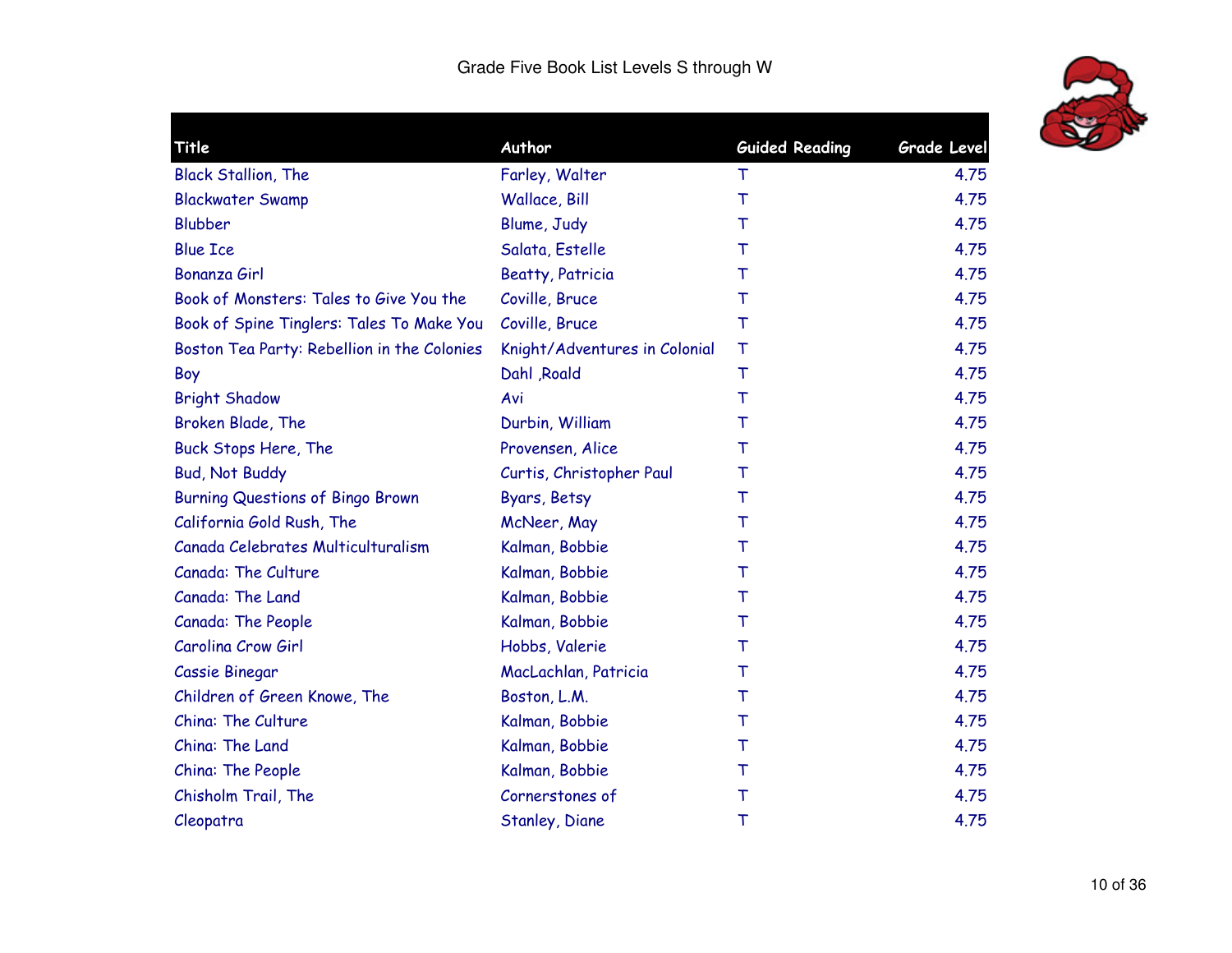Grade Five Book List Levels S through W

| Title | Author | Guided Reading | Grade Level |
|---|---|---|---|
| Black Stallion, The | Farley, Walter | T | 4.75 |
| Blackwater Swamp | Wallace, Bill | T | 4.75 |
| Blubber | Blume, Judy | T | 4.75 |
| Blue Ice | Salata, Estelle | T | 4.75 |
| Bonanza Girl | Beatty, Patricia | T | 4.75 |
| Book of Monsters: Tales to Give You the | Coville, Bruce | T | 4.75 |
| Book of Spine Tinglers: Tales To Make You | Coville, Bruce | T | 4.75 |
| Boston Tea Party: Rebellion in the Colonies | Knight/Adventures in Colonial | T | 4.75 |
| Boy | Dahl ,Roald | T | 4.75 |
| Bright Shadow | Avi | T | 4.75 |
| Broken Blade, The | Durbin, William | T | 4.75 |
| Buck Stops Here, The | Provensen, Alice | T | 4.75 |
| Bud, Not Buddy | Curtis, Christopher Paul | T | 4.75 |
| Burning Questions of Bingo Brown | Byars, Betsy | T | 4.75 |
| California Gold Rush, The | McNeer, May | T | 4.75 |
| Canada Celebrates Multiculturalism | Kalman, Bobbie | T | 4.75 |
| Canada: The Culture | Kalman, Bobbie | T | 4.75 |
| Canada: The Land | Kalman, Bobbie | T | 4.75 |
| Canada: The People | Kalman, Bobbie | T | 4.75 |
| Carolina Crow Girl | Hobbs, Valerie | T | 4.75 |
| Cassie Binegar | MacLachlan, Patricia | T | 4.75 |
| Children of Green Knowe, The | Boston, L.M. | T | 4.75 |
| China: The Culture | Kalman, Bobbie | T | 4.75 |
| China: The Land | Kalman, Bobbie | T | 4.75 |
| China: The People | Kalman, Bobbie | T | 4.75 |
| Chisholm Trail, The | Cornerstones of | T | 4.75 |
| Cleopatra | Stanley, Diane | T | 4.75 |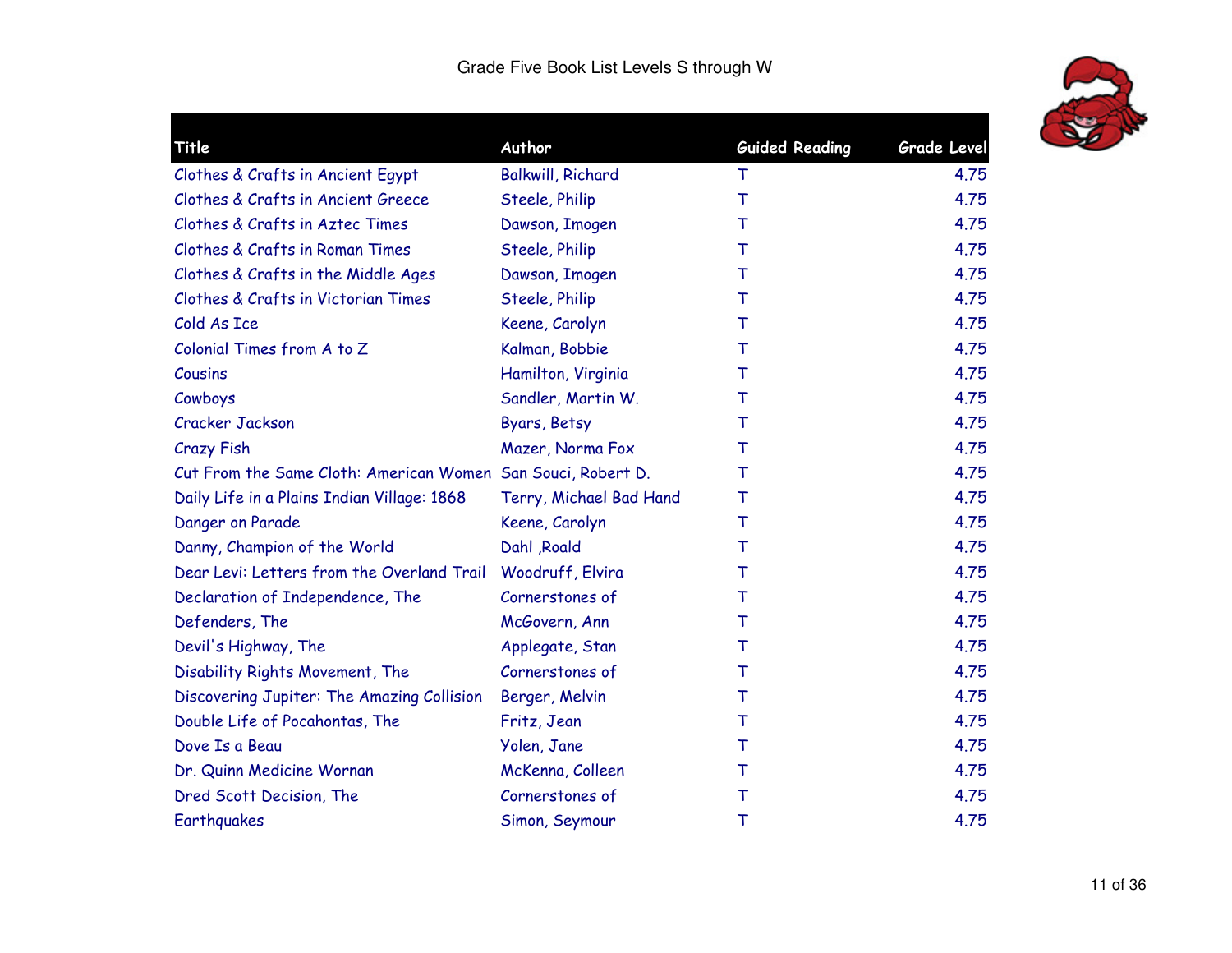Grade Five Book List Levels S through W

| Title | Author | Guided Reading | Grade Level |
| --- | --- | --- | --- |
| Clothes & Crafts in Ancient Egypt | Balkwill, Richard | T | 4.75 |
| Clothes & Crafts in Ancient Greece | Steele, Philip | T | 4.75 |
| Clothes & Crafts in Aztec Times | Dawson, Imogen | T | 4.75 |
| Clothes & Crafts in Roman Times | Steele, Philip | T | 4.75 |
| Clothes & Crafts in the Middle Ages | Dawson, Imogen | T | 4.75 |
| Clothes & Crafts in Victorian Times | Steele, Philip | T | 4.75 |
| Cold As Ice | Keene, Carolyn | T | 4.75 |
| Colonial Times from A to Z | Kalman, Bobbie | T | 4.75 |
| Cousins | Hamilton, Virginia | T | 4.75 |
| Cowboys | Sandler, Martin W. | T | 4.75 |
| Cracker Jackson | Byars, Betsy | T | 4.75 |
| Crazy Fish | Mazer, Norma Fox | T | 4.75 |
| Cut From the Same Cloth: American Women | San Souci, Robert D. | T | 4.75 |
| Daily Life in a Plains Indian Village: 1868 | Terry, Michael Bad Hand | T | 4.75 |
| Danger on Parade | Keene, Carolyn | T | 4.75 |
| Danny, Champion of the World | Dahl ,Roald | T | 4.75 |
| Dear Levi: Letters from the Overland Trail | Woodruff, Elvira | T | 4.75 |
| Declaration of Independence, The | Cornerstones of | T | 4.75 |
| Defenders, The | McGovern, Ann | T | 4.75 |
| Devil's Highway, The | Applegate, Stan | T | 4.75 |
| Disability Rights Movement, The | Cornerstones of | T | 4.75 |
| Discovering Jupiter: The Amazing Collision | Berger, Melvin | T | 4.75 |
| Double Life of Pocahontas, The | Fritz, Jean | T | 4.75 |
| Dove Is a Beau | Yolen, Jane | T | 4.75 |
| Dr. Quinn Medicine Wornan | McKenna, Colleen | T | 4.75 |
| Dred Scott Decision, The | Cornerstones of | T | 4.75 |
| Earthquakes | Simon, Seymour | T | 4.75 |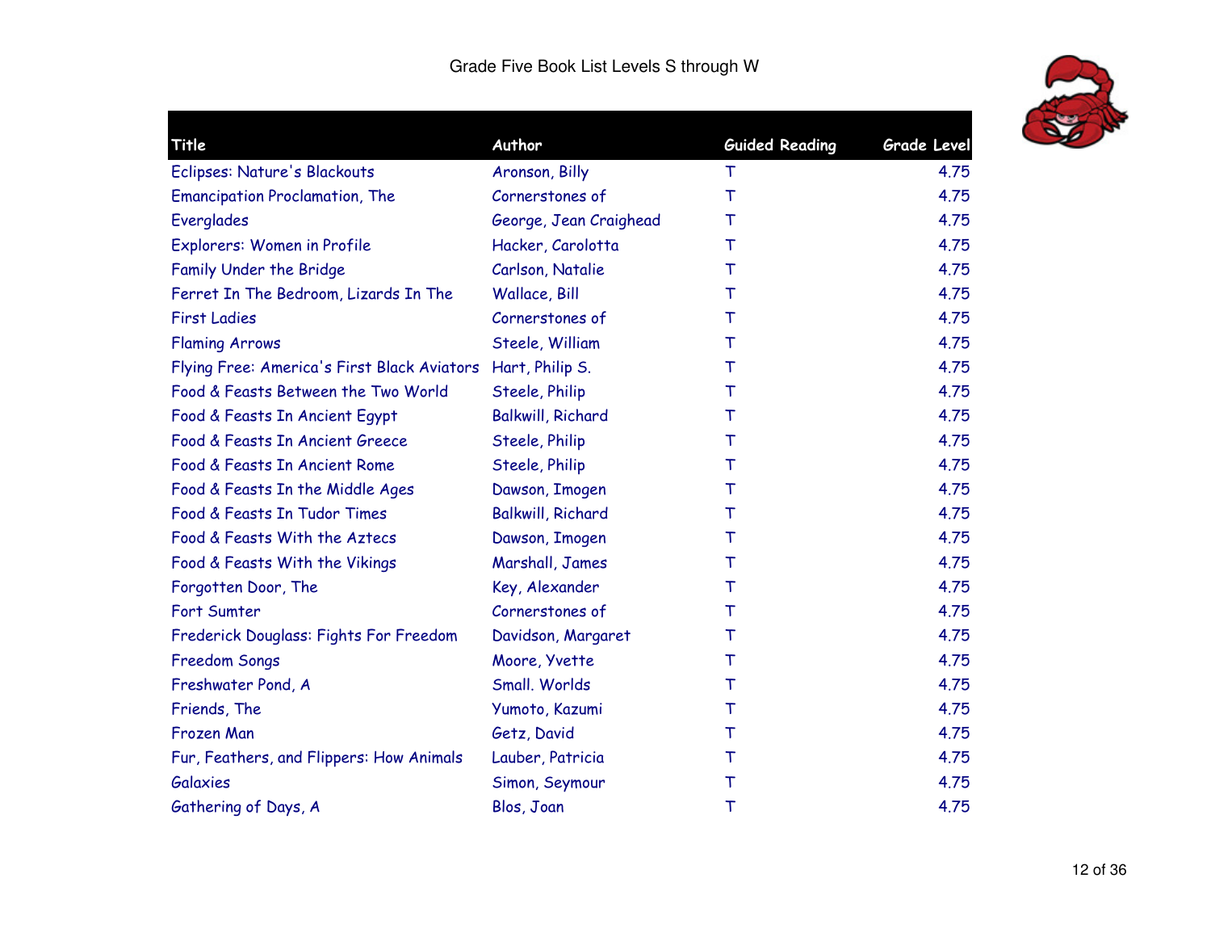Grade Five Book List Levels S through W

| Title | Author | Guided Reading | Grade Level |
|---|---|---|---|
| Eclipses: Nature's Blackouts | Aronson, Billy | T | 4.75 |
| Emancipation Proclamation, The | Cornerstones of | T | 4.75 |
| Everglades | George, Jean Craighead | T | 4.75 |
| Explorers: Women in Profile | Hacker, Carolotta | T | 4.75 |
| Family Under the Bridge | Carlson, Natalie | T | 4.75 |
| Ferret In The Bedroom, Lizards In The | Wallace, Bill | T | 4.75 |
| First Ladies | Cornerstones of | T | 4.75 |
| Flaming Arrows | Steele, William | T | 4.75 |
| Flying Free: America's First Black Aviators | Hart, Philip S. | T | 4.75 |
| Food & Feasts Between the Two World | Steele, Philip | T | 4.75 |
| Food & Feasts In Ancient Egypt | Balkwill, Richard | T | 4.75 |
| Food & Feasts In Ancient Greece | Steele, Philip | T | 4.75 |
| Food & Feasts In Ancient Rome | Steele, Philip | T | 4.75 |
| Food & Feasts In the Middle Ages | Dawson, Imogen | T | 4.75 |
| Food & Feasts In Tudor Times | Balkwill, Richard | T | 4.75 |
| Food & Feasts With the Aztecs | Dawson, Imogen | T | 4.75 |
| Food & Feasts With the Vikings | Marshall, James | T | 4.75 |
| Forgotten Door, The | Key, Alexander | T | 4.75 |
| Fort Sumter | Cornerstones of | T | 4.75 |
| Frederick Douglass: Fights For Freedom | Davidson, Margaret | T | 4.75 |
| Freedom Songs | Moore, Yvette | T | 4.75 |
| Freshwater Pond, A | Small. Worlds | T | 4.75 |
| Friends, The | Yumoto, Kazumi | T | 4.75 |
| Frozen Man | Getz, David | T | 4.75 |
| Fur, Feathers, and Flippers: How Animals | Lauber, Patricia | T | 4.75 |
| Galaxies | Simon, Seymour | T | 4.75 |
| Gathering of Days, A | Blos, Joan | T | 4.75 |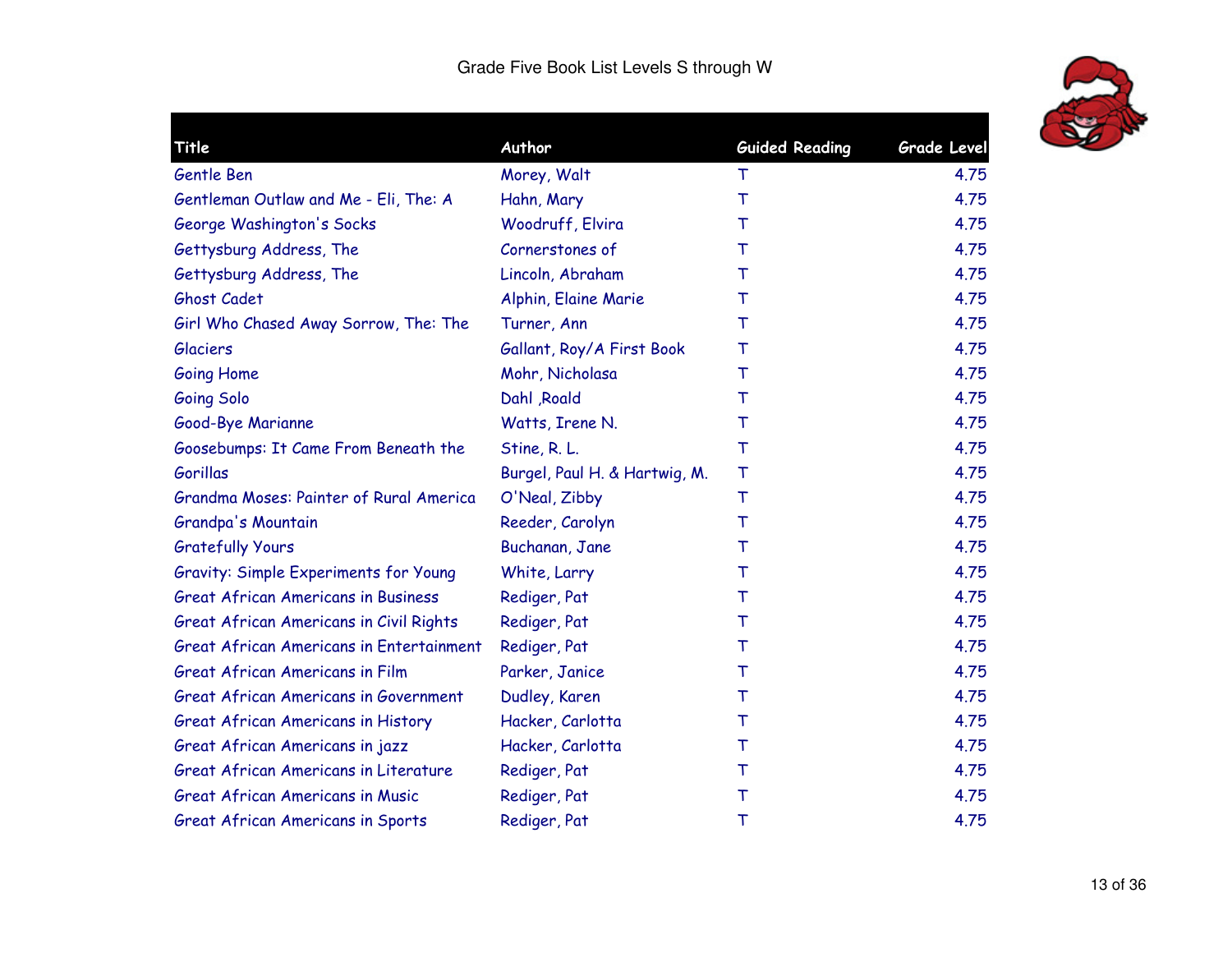# Grade Five Book List Levels S through W

| Title | Author | Guided Reading | Grade Level |
|---|---|---|---|
| Gentle Ben | Morey, Walt | T | 4.75 |
| Gentleman Outlaw and Me - Eli, The: A | Hahn, Mary | T | 4.75 |
| George Washington's Socks | Woodruff, Elvira | T | 4.75 |
| Gettysburg Address, The | Cornerstones of | T | 4.75 |
| Gettysburg Address, The | Lincoln, Abraham | T | 4.75 |
| Ghost Cadet | Alphin, Elaine Marie | T | 4.75 |
| Girl Who Chased Away Sorrow, The: The | Turner, Ann | T | 4.75 |
| Glaciers | Gallant, Roy/A First Book | T | 4.75 |
| Going Home | Mohr, Nicholasa | T | 4.75 |
| Going Solo | Dahl ,Roald | T | 4.75 |
| Good-Bye Marianne | Watts, Irene N. | T | 4.75 |
| Goosebumps: It Came From Beneath the | Stine, R. L. | T | 4.75 |
| Gorillas | Burgel, Paul H. & Hartwig, M. | T | 4.75 |
| Grandma Moses: Painter of Rural America | O'Neal, Zibby | T | 4.75 |
| Grandpa's Mountain | Reeder, Carolyn | T | 4.75 |
| Gratefully Yours | Buchanan, Jane | T | 4.75 |
| Gravity: Simple Experiments for Young | White, Larry | T | 4.75 |
| Great African Americans in Business | Rediger, Pat | T | 4.75 |
| Great African Americans in Civil Rights | Rediger, Pat | T | 4.75 |
| Great African Americans in Entertainment | Rediger, Pat | T | 4.75 |
| Great African Americans in Film | Parker, Janice | T | 4.75 |
| Great African Americans in Government | Dudley, Karen | T | 4.75 |
| Great African Americans in History | Hacker, Carlotta | T | 4.75 |
| Great African Americans in jazz | Hacker, Carlotta | T | 4.75 |
| Great African Americans in Literature | Rediger, Pat | T | 4.75 |
| Great African Americans in Music | Rediger, Pat | T | 4.75 |
| Great African Americans in Sports | Rediger, Pat | T | 4.75 |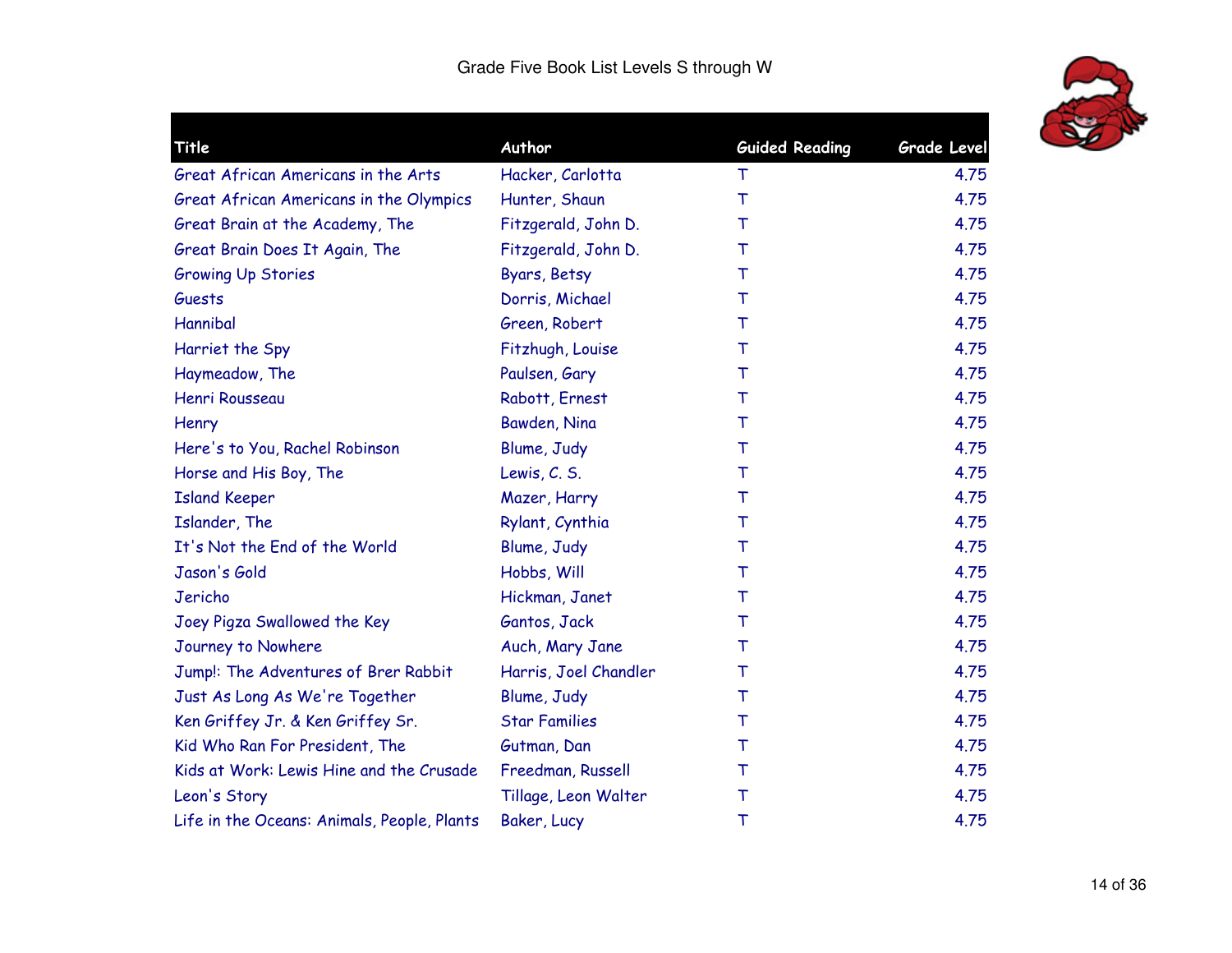# Grade Five Book List Levels S through W

| Title | Author | Guided Reading | Grade Level |
|---|---|---|---|
| Great African Americans in the Arts | Hacker, Carlotta | T | 4.75 |
| Great African Americans in the Olympics | Hunter, Shaun | T | 4.75 |
| Great Brain at the Academy, The | Fitzgerald, John D. | T | 4.75 |
| Great Brain Does It Again, The | Fitzgerald, John D. | T | 4.75 |
| Growing Up Stories | Byars, Betsy | T | 4.75 |
| Guests | Dorris, Michael | T | 4.75 |
| Hannibal | Green, Robert | T | 4.75 |
| Harriet the Spy | Fitzhugh, Louise | T | 4.75 |
| Haymeadow, The | Paulsen, Gary | T | 4.75 |
| Henri Rousseau | Rabott, Ernest | T | 4.75 |
| Henry | Bawden, Nina | T | 4.75 |
| Here's to You, Rachel Robinson | Blume, Judy | T | 4.75 |
| Horse and His Boy, The | Lewis, C. S. | T | 4.75 |
| Island Keeper | Mazer, Harry | T | 4.75 |
| Islander, The | Rylant, Cynthia | T | 4.75 |
| It's Not the End of the World | Blume, Judy | T | 4.75 |
| Jason's Gold | Hobbs, Will | T | 4.75 |
| Jericho | Hickman, Janet | T | 4.75 |
| Joey Pigza Swallowed the Key | Gantos, Jack | T | 4.75 |
| Journey to Nowhere | Auch, Mary Jane | T | 4.75 |
| Jump!: The Adventures of Brer Rabbit | Harris, Joel Chandler | T | 4.75 |
| Just As Long As We're Together | Blume, Judy | T | 4.75 |
| Ken Griffey Jr. & Ken Griffey Sr. | Star Families | T | 4.75 |
| Kid Who Ran For President, The | Gutman, Dan | T | 4.75 |
| Kids at Work: Lewis Hine and the Crusade | Freedman, Russell | T | 4.75 |
| Leon's Story | Tillage, Leon Walter | T | 4.75 |
| Life in the Oceans: Animals, People, Plants | Baker, Lucy | T | 4.75 |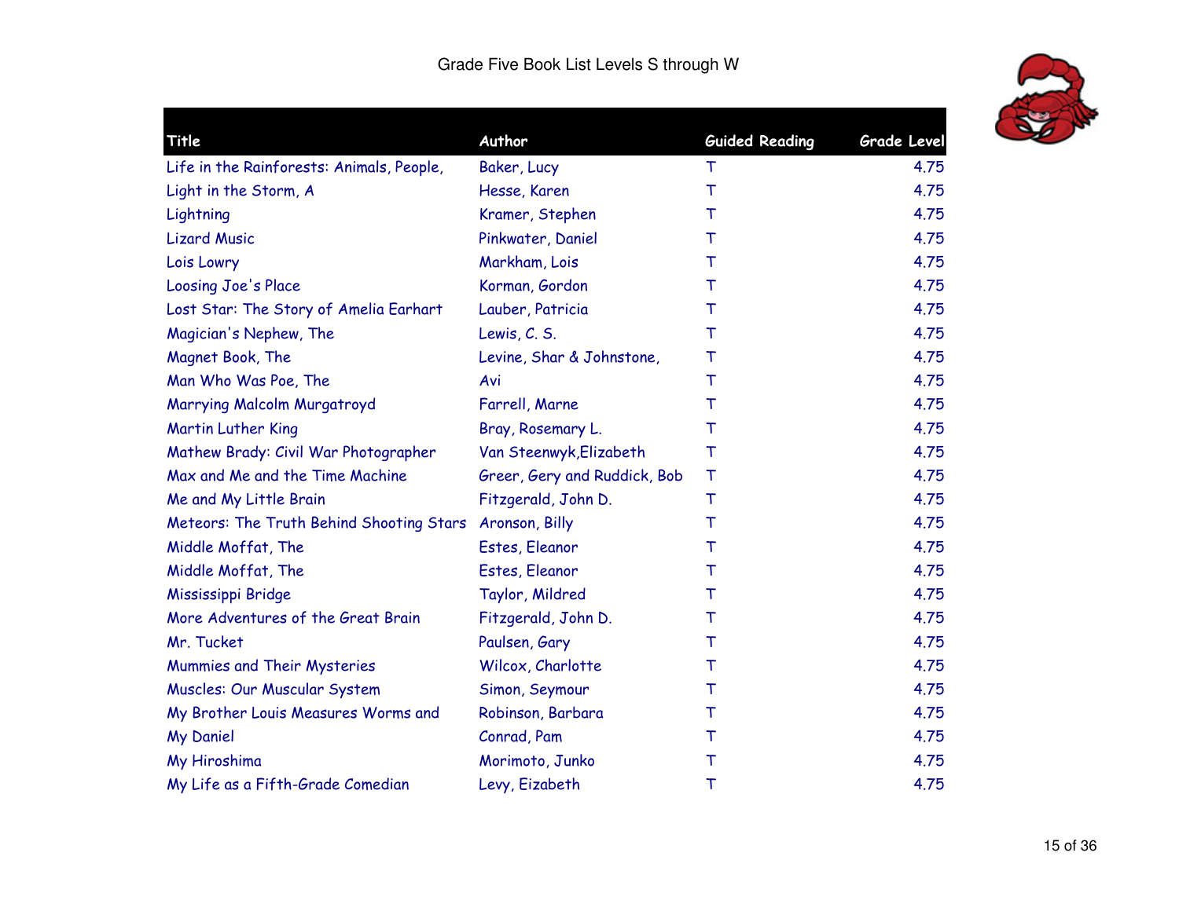Grade Five Book List Levels S through W

| Title | Author | Guided Reading | Grade Level |
|---|---|---|---|
| Life in the Rainforests: Animals, People, | Baker, Lucy | T | 4.75 |
| Light in the Storm, A | Hesse, Karen | T | 4.75 |
| Lightning | Kramer, Stephen | T | 4.75 |
| Lizard Music | Pinkwater, Daniel | T | 4.75 |
| Lois Lowry | Markham, Lois | T | 4.75 |
| Loosing Joe's Place | Korman, Gordon | T | 4.75 |
| Lost Star: The Story of Amelia Earhart | Lauber, Patricia | T | 4.75 |
| Magician's Nephew, The | Lewis, C. S. | T | 4.75 |
| Magnet Book, The | Levine, Shar & Johnstone, | T | 4.75 |
| Man Who Was Poe, The | Avi | T | 4.75 |
| Marrying Malcolm Murgatroyd | Farrell, Marne | T | 4.75 |
| Martin Luther King | Bray, Rosemary L. | T | 4.75 |
| Mathew Brady: Civil War Photographer | Van Steenwyk,Elizabeth | T | 4.75 |
| Max and Me and the Time Machine | Greer, Gery and Ruddick, Bob | T | 4.75 |
| Me and My Little Brain | Fitzgerald, John D. | T | 4.75 |
| Meteors: The Truth Behind Shooting Stars | Aronson, Billy | T | 4.75 |
| Middle Moffat, The | Estes, Eleanor | T | 4.75 |
| Middle Moffat, The | Estes, Eleanor | T | 4.75 |
| Mississippi Bridge | Taylor, Mildred | T | 4.75 |
| More Adventures of the Great Brain | Fitzgerald, John D. | T | 4.75 |
| Mr. Tucket | Paulsen, Gary | T | 4.75 |
| Mummies and Their Mysteries | Wilcox, Charlotte | T | 4.75 |
| Muscles: Our Muscular System | Simon, Seymour | T | 4.75 |
| My Brother Louis Measures Worms and | Robinson, Barbara | T | 4.75 |
| My Daniel | Conrad, Pam | T | 4.75 |
| My Hiroshima | Morimoto, Junko | T | 4.75 |
| My Life as a Fifth-Grade Comedian | Levy, Eizabeth | T | 4.75 |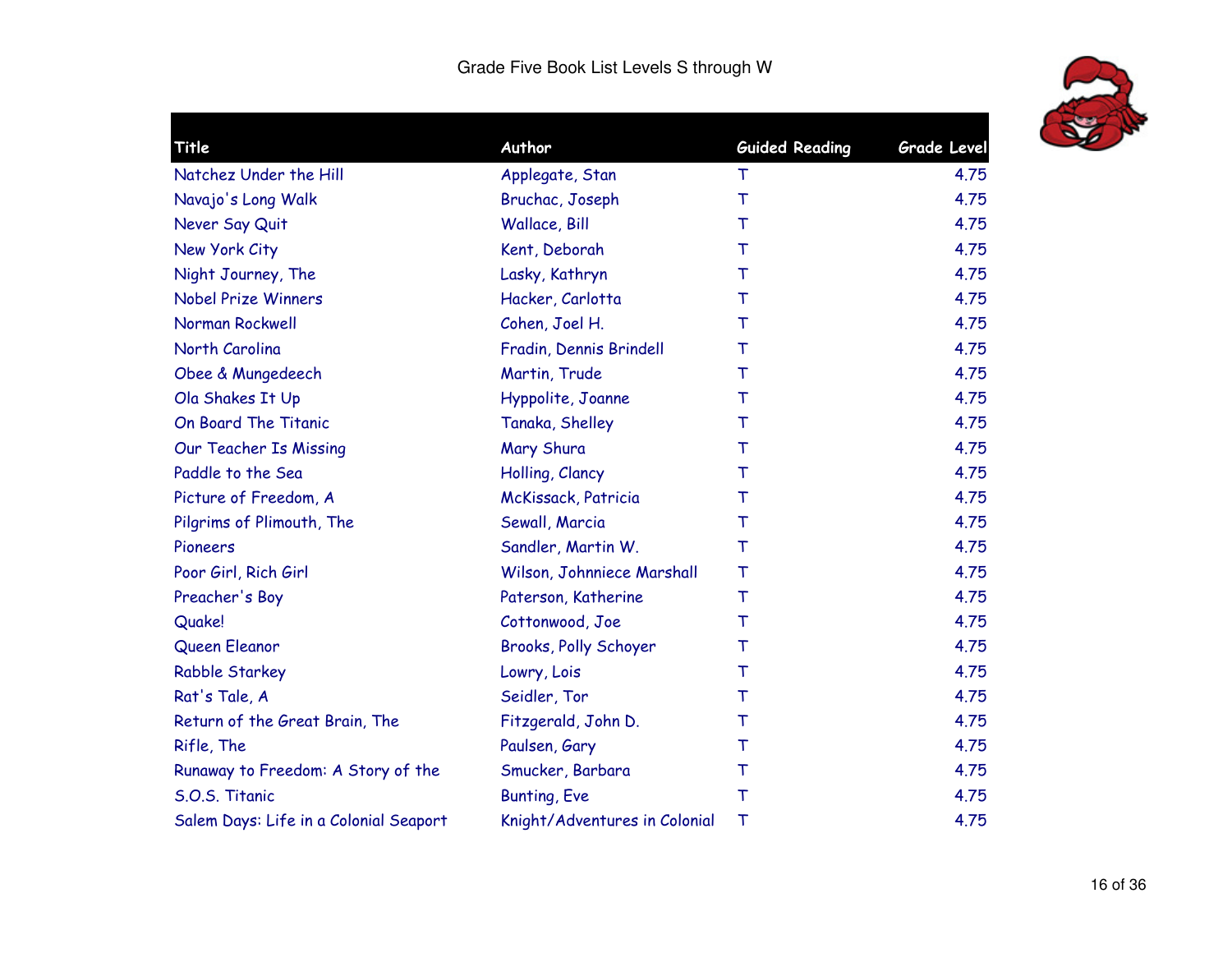# Grade Five Book List Levels S through W

| Title | Author | Guided Reading | Grade Level |
|---|---|---|---|
| Natchez Under the Hill | Applegate, Stan | T | 4.75 |
| Navajo's Long Walk | Bruchac, Joseph | T | 4.75 |
| Never Say Quit | Wallace, Bill | T | 4.75 |
| New York City | Kent, Deborah | T | 4.75 |
| Night Journey, The | Lasky, Kathryn | T | 4.75 |
| Nobel Prize Winners | Hacker, Carlotta | T | 4.75 |
| Norman Rockwell | Cohen, Joel H. | T | 4.75 |
| North Carolina | Fradin, Dennis Brindell | T | 4.75 |
| Obee & Mungedeech | Martin, Trude | T | 4.75 |
| Ola Shakes It Up | Hyppolite, Joanne | T | 4.75 |
| On Board The Titanic | Tanaka, Shelley | T | 4.75 |
| Our Teacher Is Missing | Mary Shura | T | 4.75 |
| Paddle to the Sea | Holling, Clancy | T | 4.75 |
| Picture of Freedom, A | McKissack, Patricia | T | 4.75 |
| Pilgrims of Plimouth, The | Sewall, Marcia | T | 4.75 |
| Pioneers | Sandler, Martin W. | T | 4.75 |
| Poor Girl, Rich Girl | Wilson, Johnniece Marshall | T | 4.75 |
| Preacher's Boy | Paterson, Katherine | T | 4.75 |
| Quake! | Cottonwood, Joe | T | 4.75 |
| Queen Eleanor | Brooks, Polly Schoyer | T | 4.75 |
| Rabble Starkey | Lowry, Lois | T | 4.75 |
| Rat's Tale, A | Seidler, Tor | T | 4.75 |
| Return of the Great Brain, The | Fitzgerald, John D. | T | 4.75 |
| Rifle, The | Paulsen, Gary | T | 4.75 |
| Runaway to Freedom: A Story of the | Smucker, Barbara | T | 4.75 |
| S.O.S. Titanic | Bunting, Eve | T | 4.75 |
| Salem Days: Life in a Colonial Seaport | Knight/Adventures in Colonial | T | 4.75 |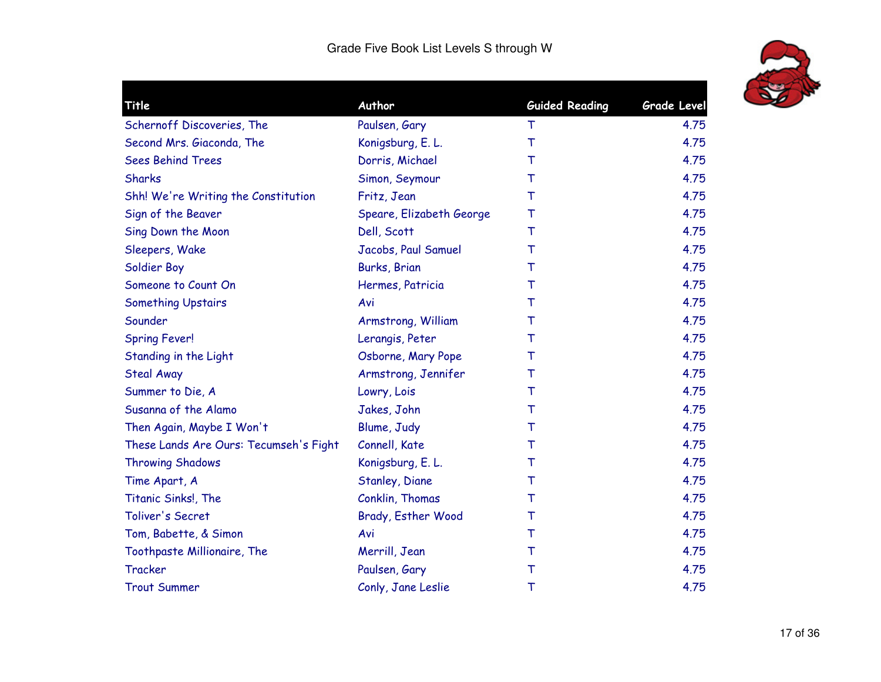Grade Five Book List Levels S through W

| Title | Author | Guided Reading | Grade Level |
|---|---|---|---|
| Schernoff Discoveries, The | Paulsen, Gary | T | 4.75 |
| Second Mrs. Giaconda, The | Konigsburg, E. L. | T | 4.75 |
| Sees Behind Trees | Dorris, Michael | T | 4.75 |
| Sharks | Simon, Seymour | T | 4.75 |
| Shh! We're Writing the Constitution | Fritz, Jean | T | 4.75 |
| Sign of the Beaver | Speare, Elizabeth George | T | 4.75 |
| Sing Down the Moon | Dell, Scott | T | 4.75 |
| Sleepers, Wake | Jacobs, Paul Samuel | T | 4.75 |
| Soldier Boy | Burks, Brian | T | 4.75 |
| Someone to Count On | Hermes, Patricia | T | 4.75 |
| Something Upstairs | Avi | T | 4.75 |
| Sounder | Armstrong, William | T | 4.75 |
| Spring Fever! | Lerangis, Peter | T | 4.75 |
| Standing in the Light | Osborne, Mary Pope | T | 4.75 |
| Steal Away | Armstrong, Jennifer | T | 4.75 |
| Summer to Die, A | Lowry, Lois | T | 4.75 |
| Susanna of the Alamo | Jakes, John | T | 4.75 |
| Then Again, Maybe I Won't | Blume, Judy | T | 4.75 |
| These Lands Are Ours: Tecumseh's Fight | Connell, Kate | T | 4.75 |
| Throwing Shadows | Konigsburg, E. L. | T | 4.75 |
| Time Apart, A | Stanley, Diane | T | 4.75 |
| Titanic Sinks!, The | Conklin, Thomas | T | 4.75 |
| Toliver's Secret | Brady, Esther Wood | T | 4.75 |
| Tom, Babette, & Simon | Avi | T | 4.75 |
| Toothpaste Millionaire, The | Merrill, Jean | T | 4.75 |
| Tracker | Paulsen, Gary | T | 4.75 |
| Trout Summer | Conly, Jane Leslie | T | 4.75 |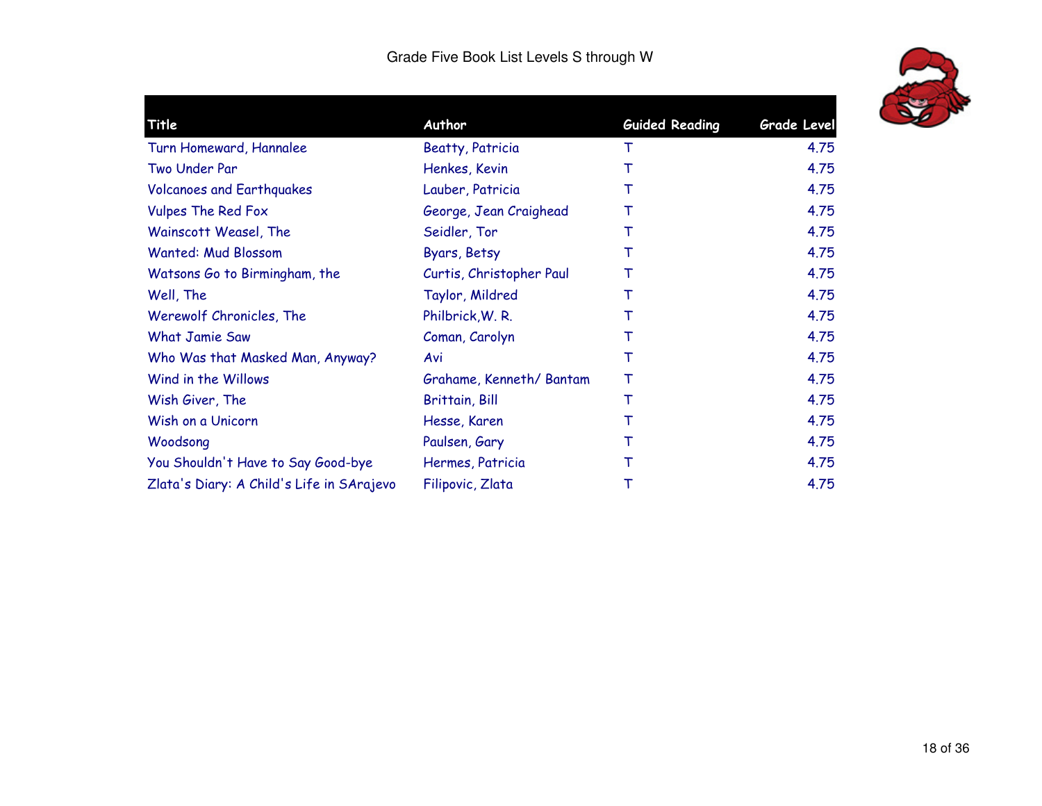# Grade Five Book List Levels S through W

| Title | Author | Guided Reading | Grade Level |
|---|---|---|---|
| Turn Homeward, Hannalee | Beatty, Patricia | T | 4.75 |
| Two Under Par | Henkes, Kevin | T | 4.75 |
| Volcanoes and Earthquakes | Lauber, Patricia | T | 4.75 |
| Vulpes The Red Fox | George, Jean Craighead | T | 4.75 |
| Wainscott Weasel, The | Seidler, Tor | T | 4.75 |
| Wanted: Mud Blossom | Byars, Betsy | T | 4.75 |
| Watsons Go to Birmingham, the | Curtis, Christopher Paul | T | 4.75 |
| Well, The | Taylor, Mildred | T | 4.75 |
| Werewolf Chronicles, The | Philbrick,W. R. | T | 4.75 |
| What Jamie Saw | Coman, Carolyn | T | 4.75 |
| Who Was that Masked Man, Anyway? | Avi | T | 4.75 |
| Wind in the Willows | Grahame, Kenneth/ Bantam | T | 4.75 |
| Wish Giver, The | Brittain, Bill | T | 4.75 |
| Wish on a Unicorn | Hesse, Karen | T | 4.75 |
| Woodsong | Paulsen, Gary | T | 4.75 |
| You Shouldn't Have to Say Good-bye | Hermes, Patricia | T | 4.75 |
| Zlata's Diary: A Child's Life in SArajevo | Filipovic, Zlata | T | 4.75 |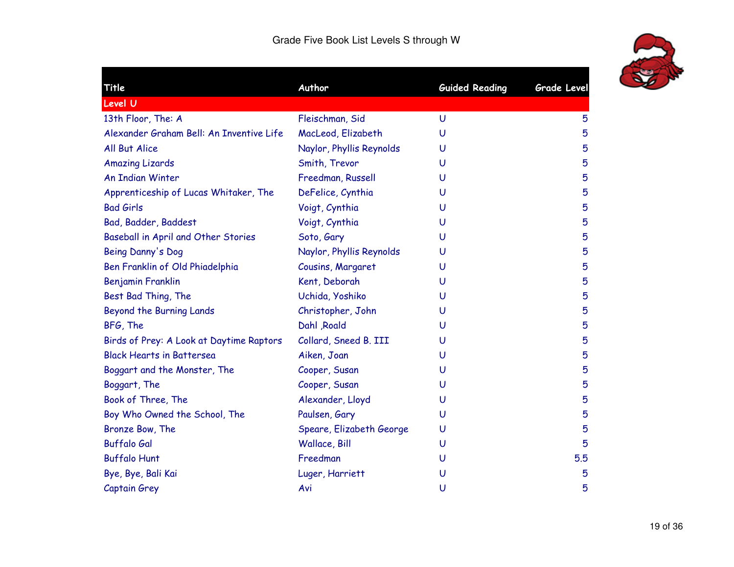# Grade Five Book List Levels S through W

| Title | Author | Guided Reading | Grade Level |
|---|---|---|---|
| **Level U** | | | |
| 13th Floor, The: A | Fleischman, Sid | U | 5 |
| Alexander Graham Bell: An Inventive Life | MacLeod, Elizabeth | U | 5 |
| All But Alice | Naylor, Phyllis Reynolds | U | 5 |
| Amazing Lizards | Smith, Trevor | U | 5 |
| An Indian Winter | Freedman, Russell | U | 5 |
| Apprenticeship of Lucas Whitaker, The | DeFelice, Cynthia | U | 5 |
| Bad Girls | Voigt, Cynthia | U | 5 |
| Bad, Badder, Baddest | Voigt, Cynthia | U | 5 |
| Baseball in April and Other Stories | Soto, Gary | U | 5 |
| Being Danny's Dog | Naylor, Phyllis Reynolds | U | 5 |
| Ben Franklin of Old Phiadelphia | Cousins, Margaret | U | 5 |
| Benjamin Franklin | Kent, Deborah | U | 5 |
| Best Bad Thing, The | Uchida, Yoshiko | U | 5 |
| Beyond the Burning Lands | Christopher, John | U | 5 |
| BFG, The | Dahl ,Roald | U | 5 |
| Birds of Prey: A Look at Daytime Raptors | Collard, Sneed B. III | U | 5 |
| Black Hearts in Battersea | Aiken, Joan | U | 5 |
| Boggart and the Monster, The | Cooper, Susan | U | 5 |
| Boggart, The | Cooper, Susan | U | 5 |
| Book of Three, The | Alexander, Lloyd | U | 5 |
| Boy Who Owned the School, The | Paulsen, Gary | U | 5 |
| Bronze Bow, The | Speare, Elizabeth George | U | 5 |
| Buffalo Gal | Wallace, Bill | U | 5 |
| Buffalo Hunt | Freedman | U | 5.5 |
| Bye, Bye, Bali Kai | Luger, Harriett | U | 5 |
| Captain Grey | Avi | U | 5 |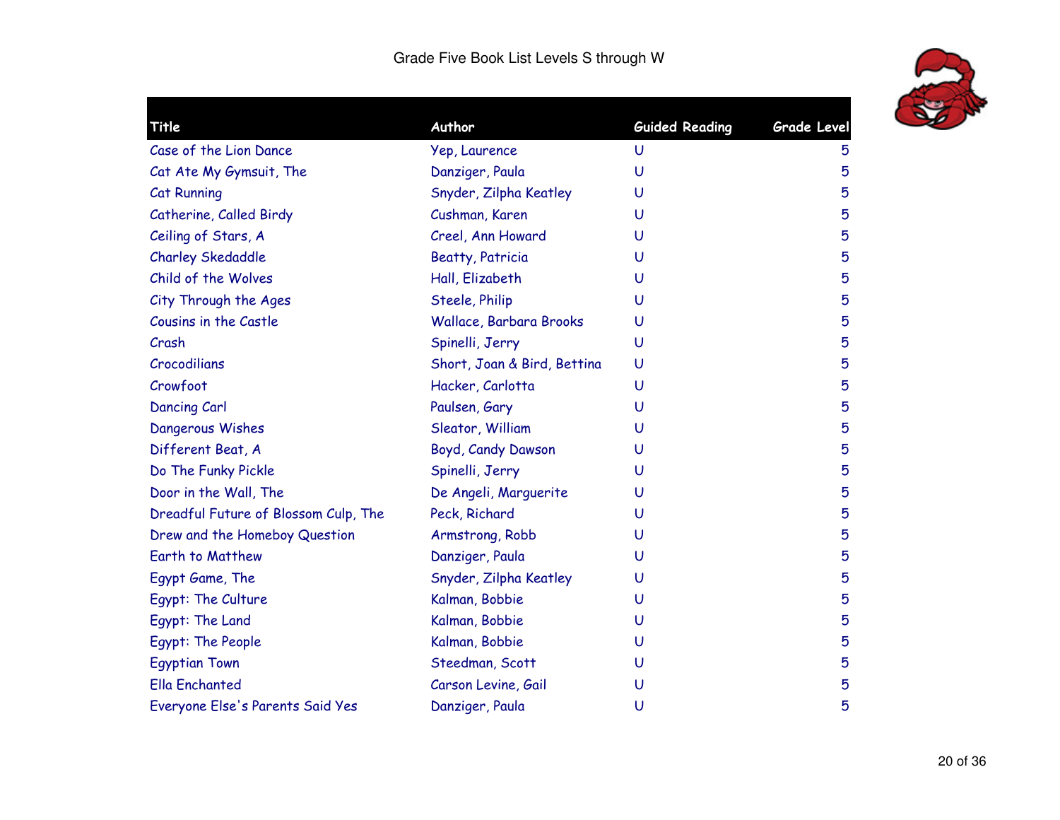# Grade Five Book List Levels S through W

| Title | Author | Guided Reading | Grade Level |
|---|---|---|---|
| Case of the Lion Dance | Yep, Laurence | U | 5 |
| Cat Ate My Gymsuit, The | Danziger, Paula | U | 5 |
| Cat Running | Snyder, Zilpha Keatley | U | 5 |
| Catherine, Called Birdy | Cushman, Karen | U | 5 |
| Ceiling of Stars, A | Creel, Ann Howard | U | 5 |
| Charley Skedaddle | Beatty, Patricia | U | 5 |
| Child of the Wolves | Hall, Elizabeth | U | 5 |
| City Through the Ages | Steele, Philip | U | 5 |
| Cousins in the Castle | Wallace, Barbara Brooks | U | 5 |
| Crash | Spinelli, Jerry | U | 5 |
| Crocodilians | Short, Joan & Bird, Bettina | U | 5 |
| Crowfoot | Hacker, Carlotta | U | 5 |
| Dancing Carl | Paulsen, Gary | U | 5 |
| Dangerous Wishes | Sleator, William | U | 5 |
| Different Beat, A | Boyd, Candy Dawson | U | 5 |
| Do The Funky Pickle | Spinelli, Jerry | U | 5 |
| Door in the Wall, The | De Angeli, Marguerite | U | 5 |
| Dreadful Future of Blossom Culp, The | Peck, Richard | U | 5 |
| Drew and the Homeboy Question | Armstrong, Robb | U | 5 |
| Earth to Matthew | Danziger, Paula | U | 5 |
| Egypt Game, The | Snyder, Zilpha Keatley | U | 5 |
| Egypt: The Culture | Kalman, Bobbie | U | 5 |
| Egypt: The Land | Kalman, Bobbie | U | 5 |
| Egypt: The People | Kalman, Bobbie | U | 5 |
| Egyptian Town | Steedman, Scott | U | 5 |
| Ella Enchanted | Carson Levine, Gail | U | 5 |
| Everyone Else's Parents Said Yes | Danziger, Paula | U | 5 |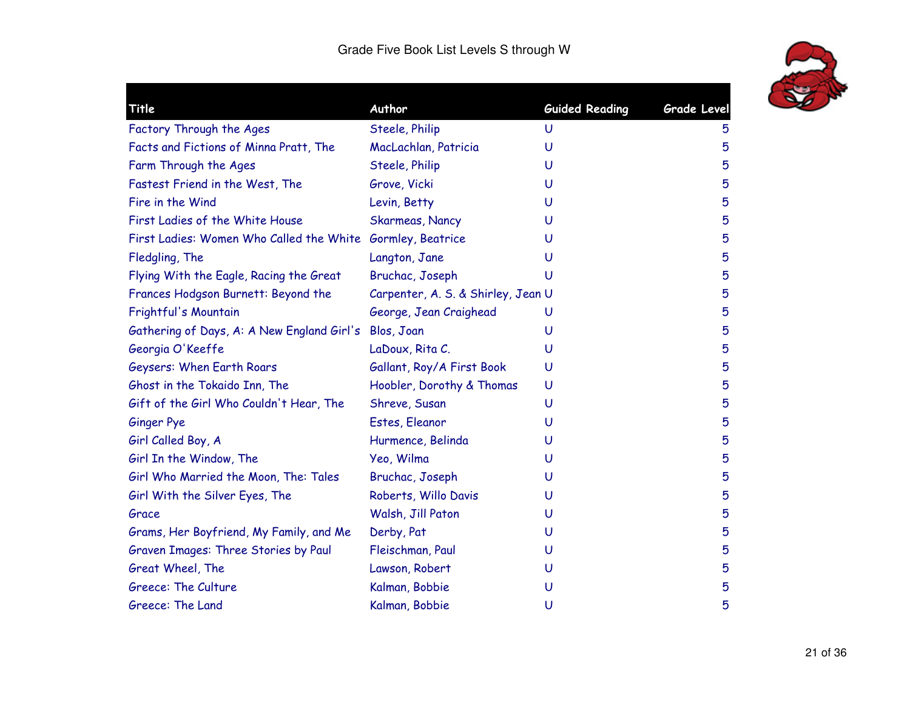Grade Five Book List Levels S through W

| Title | Author | Guided Reading | Grade Level |
| --- | --- | --- | --- |
| Factory Through the Ages | Steele, Philip | U | 5 |
| Facts and Fictions of Minna Pratt, The | MacLachlan, Patricia | U | 5 |
| Farm Through the Ages | Steele, Philip | U | 5 |
| Fastest Friend in the West, The | Grove, Vicki | U | 5 |
| Fire in the Wind | Levin, Betty | U | 5 |
| First Ladies of the White House | Skarmeas, Nancy | U | 5 |
| First Ladies: Women Who Called the White | Gormley, Beatrice | U | 5 |
| Fledgling, The | Langton, Jane | U | 5 |
| Flying With the Eagle, Racing the Great | Bruchac, Joseph | U | 5 |
| Frances Hodgson Burnett: Beyond the | Carpenter, A. S. & Shirley, Jean | U | 5 |
| Frightful's Mountain | George, Jean Craighead | U | 5 |
| Gathering of Days, A: A New England Girl's | Blos, Joan | U | 5 |
| Georgia O'Keeffe | LaDoux, Rita C. | U | 5 |
| Geysers: When Earth Roars | Gallant, Roy/A First Book | U | 5 |
| Ghost in the Tokaido Inn, The | Hoobler, Dorothy & Thomas | U | 5 |
| Gift of the Girl Who Couldn't Hear, The | Shreve, Susan | U | 5 |
| Ginger Pye | Estes, Eleanor | U | 5 |
| Girl Called Boy, A | Hurmence, Belinda | U | 5 |
| Girl In the Window, The | Yeo, Wilma | U | 5 |
| Girl Who Married the Moon, The: Tales | Bruchac, Joseph | U | 5 |
| Girl With the Silver Eyes, The | Roberts, Willo Davis | U | 5 |
| Grace | Walsh, Jill Paton | U | 5 |
| Grams, Her Boyfriend, My Family, and Me | Derby, Pat | U | 5 |
| Graven Images: Three Stories by Paul | Fleischman, Paul | U | 5 |
| Great Wheel, The | Lawson, Robert | U | 5 |
| Greece: The Culture | Kalman, Bobbie | U | 5 |
| Greece: The Land | Kalman, Bobbie | U | 5 |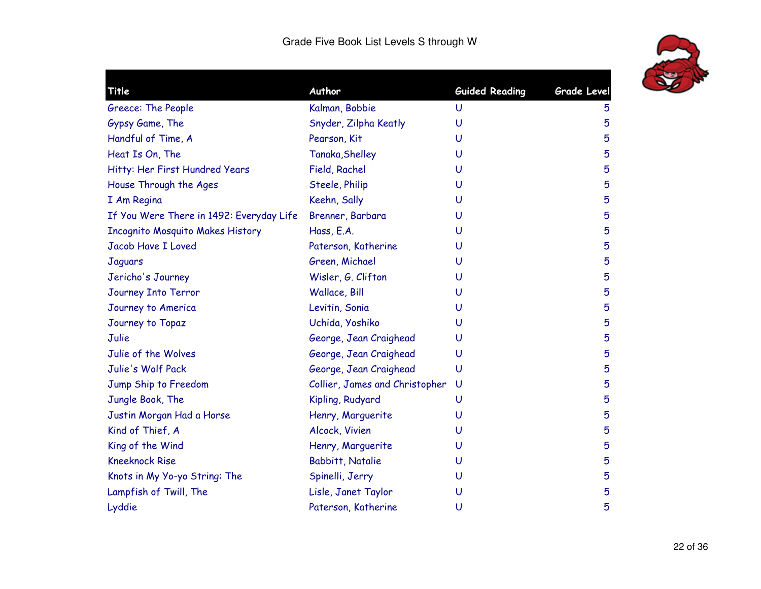Grade Five Book List Levels S through W

| Title | Author | Guided Reading | Grade Level |
|---|---|---|---|
| Greece: The People | Kalman, Bobbie | U | 5 |
| Gypsy Game, The | Snyder, Zilpha Keatly | U | 5 |
| Handful of Time, A | Pearson, Kit | U | 5 |
| Heat Is On, The | Tanaka,Shelley | U | 5 |
| Hitty: Her First Hundred Years | Field, Rachel | U | 5 |
| House Through the Ages | Steele, Philip | U | 5 |
| I Am Regina | Keehn, Sally | U | 5 |
| If You Were There in 1492: Everyday Life | Brenner, Barbara | U | 5 |
| Incognito Mosquito Makes History | Hass, E.A. | U | 5 |
| Jacob Have I Loved | Paterson, Katherine | U | 5 |
| Jaguars | Green, Michael | U | 5 |
| Jericho's Journey | Wisler, G. Clifton | U | 5 |
| Journey Into Terror | Wallace, Bill | U | 5 |
| Journey to America | Levitin, Sonia | U | 5 |
| Journey to Topaz | Uchida, Yoshiko | U | 5 |
| Julie | George, Jean Craighead | U | 5 |
| Julie of the Wolves | George, Jean Craighead | U | 5 |
| Julie's Wolf Pack | George, Jean Craighead | U | 5 |
| Jump Ship to Freedom | Collier, James and Christopher | U | 5 |
| Jungle Book, The | Kipling, Rudyard | U | 5 |
| Justin Morgan Had a Horse | Henry, Marguerite | U | 5 |
| Kind of Thief, A | Alcock, Vivien | U | 5 |
| King of the Wind | Henry, Marguerite | U | 5 |
| Kneeknock Rise | Babbitt, Natalie | U | 5 |
| Knots in My Yo-yo String: The | Spinelli, Jerry | U | 5 |
| Lampfish of Twill, The | Lisle, Janet Taylor | U | 5 |
| Lyddie | Paterson, Katherine | U | 5 |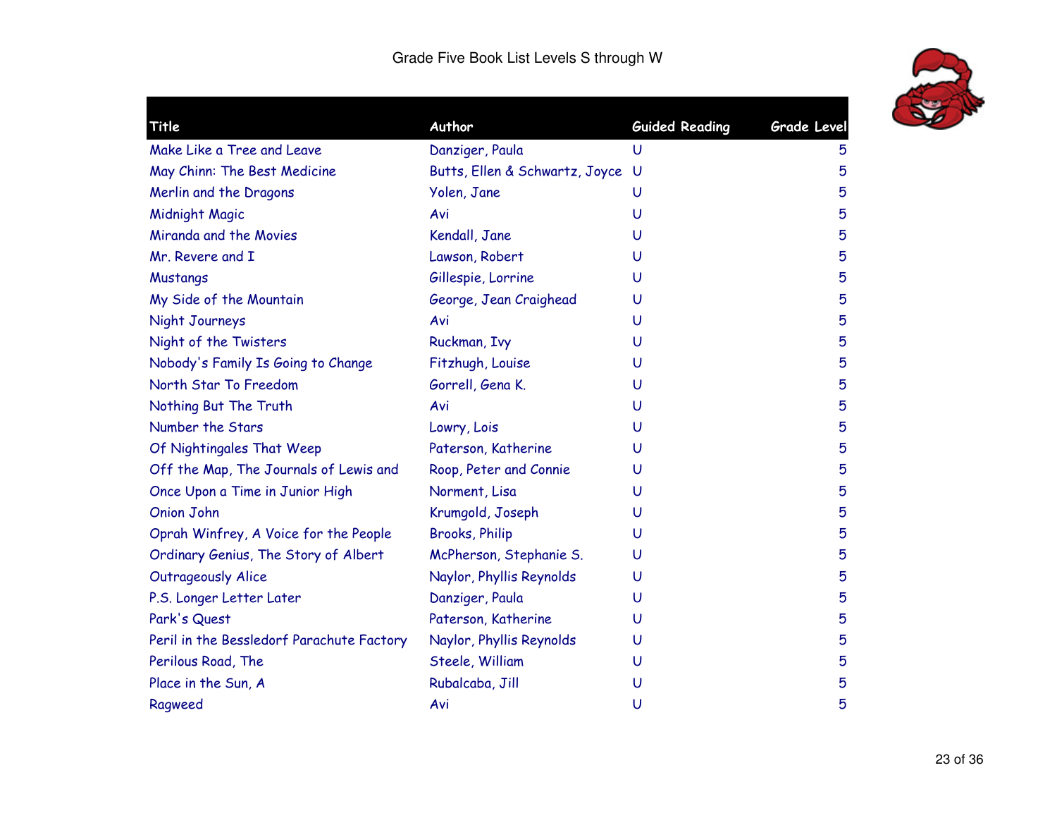Grade Five Book List Levels S through W

| Title | Author | Guided Reading | Grade Level |
| --- | --- | --- | --- |
| Make Like a Tree and Leave | Danziger, Paula | U | 5 |
| May Chinn: The Best Medicine | Butts, Ellen & Schwartz, Joyce | U | 5 |
| Merlin and the Dragons | Yolen, Jane | U | 5 |
| Midnight Magic | Avi | U | 5 |
| Miranda and the Movies | Kendall, Jane | U | 5 |
| Mr. Revere and I | Lawson, Robert | U | 5 |
| Mustangs | Gillespie, Lorrine | U | 5 |
| My Side of the Mountain | George, Jean Craighead | U | 5 |
| Night Journeys | Avi | U | 5 |
| Night of the Twisters | Ruckman, Ivy | U | 5 |
| Nobody's Family Is Going to Change | Fitzhugh, Louise | U | 5 |
| North Star To Freedom | Gorrell, Gena K. | U | 5 |
| Nothing But The Truth | Avi | U | 5 |
| Number the Stars | Lowry, Lois | U | 5 |
| Of Nightingales That Weep | Paterson, Katherine | U | 5 |
| Off the Map, The Journals of Lewis and | Roop, Peter and Connie | U | 5 |
| Once Upon a Time in Junior High | Norment, Lisa | U | 5 |
| Onion John | Krumgold, Joseph | U | 5 |
| Oprah Winfrey, A Voice for the People | Brooks, Philip | U | 5 |
| Ordinary Genius, The Story of Albert | McPherson, Stephanie S. | U | 5 |
| Outrageously Alice | Naylor, Phyllis Reynolds | U | 5 |
| P.S. Longer Letter Later | Danziger, Paula | U | 5 |
| Park's Quest | Paterson, Katherine | U | 5 |
| Peril in the Bessledorf Parachute Factory | Naylor, Phyllis Reynolds | U | 5 |
| Perilous Road, The | Steele, William | U | 5 |
| Place in the Sun, A | Rubalcaba, Jill | U | 5 |
| Ragweed | Avi | U | 5 |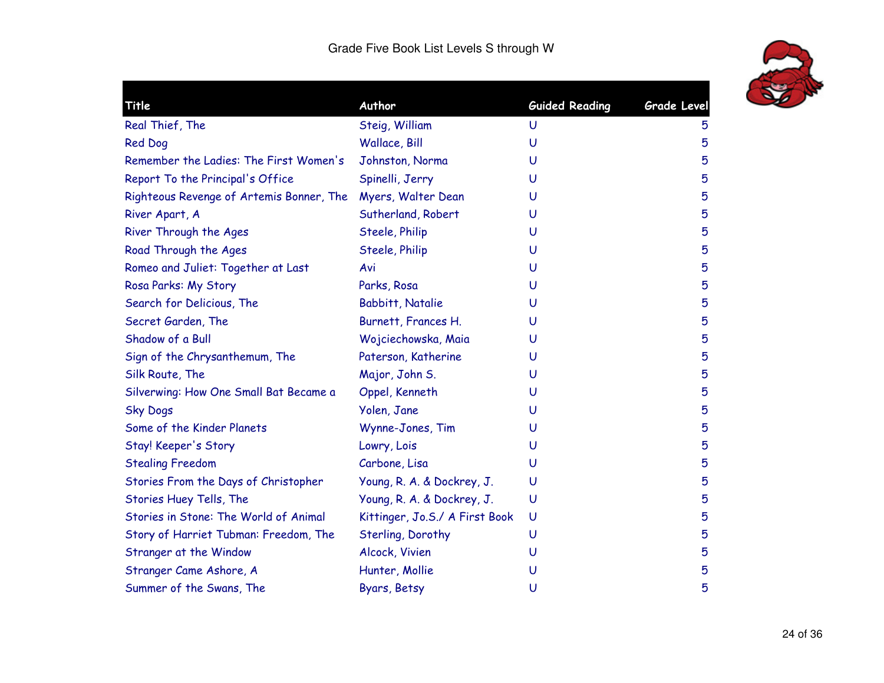# Grade Five Book List Levels S through W

| Title | Author | Guided Reading | Grade Level |
|---|---|---|---|
| Real Thief, The | Steig, William | U | 5 |
| Red Dog | Wallace, Bill | U | 5 |
| Remember the Ladies: The First Women's | Johnston, Norma | U | 5 |
| Report To the Principal's Office | Spinelli, Jerry | U | 5 |
| Righteous Revenge of Artemis Bonner, The | Myers, Walter Dean | U | 5 |
| River Apart, A | Sutherland, Robert | U | 5 |
| River Through the Ages | Steele, Philip | U | 5 |
| Road Through the Ages | Steele, Philip | U | 5 |
| Romeo and Juliet: Together at Last | Avi | U | 5 |
| Rosa Parks: My Story | Parks, Rosa | U | 5 |
| Search for Delicious, The | Babbitt, Natalie | U | 5 |
| Secret Garden, The | Burnett, Frances H. | U | 5 |
| Shadow of a Bull | Wojciechowska, Maia | U | 5 |
| Sign of the Chrysanthemum, The | Paterson, Katherine | U | 5 |
| Silk Route, The | Major, John S. | U | 5 |
| Silverwing: How One Small Bat Became a | Oppel, Kenneth | U | 5 |
| Sky Dogs | Yolen, Jane | U | 5 |
| Some of the Kinder Planets | Wynne-Jones, Tim | U | 5 |
| Stay! Keeper's Story | Lowry, Lois | U | 5 |
| Stealing Freedom | Carbone, Lisa | U | 5 |
| Stories From the Days of Christopher | Young, R. A. & Dockrey, J. | U | 5 |
| Stories Huey Tells, The | Young, R. A. & Dockrey, J. | U | 5 |
| Stories in Stone: The World of Animal | Kittinger, Jo.S./ A First Book | U | 5 |
| Story of Harriet Tubman: Freedom, The | Sterling, Dorothy | U | 5 |
| Stranger at the Window | Alcock, Vivien | U | 5 |
| Stranger Came Ashore, A | Hunter, Mollie | U | 5 |
| Summer of the Swans, The | Byars, Betsy | U | 5 |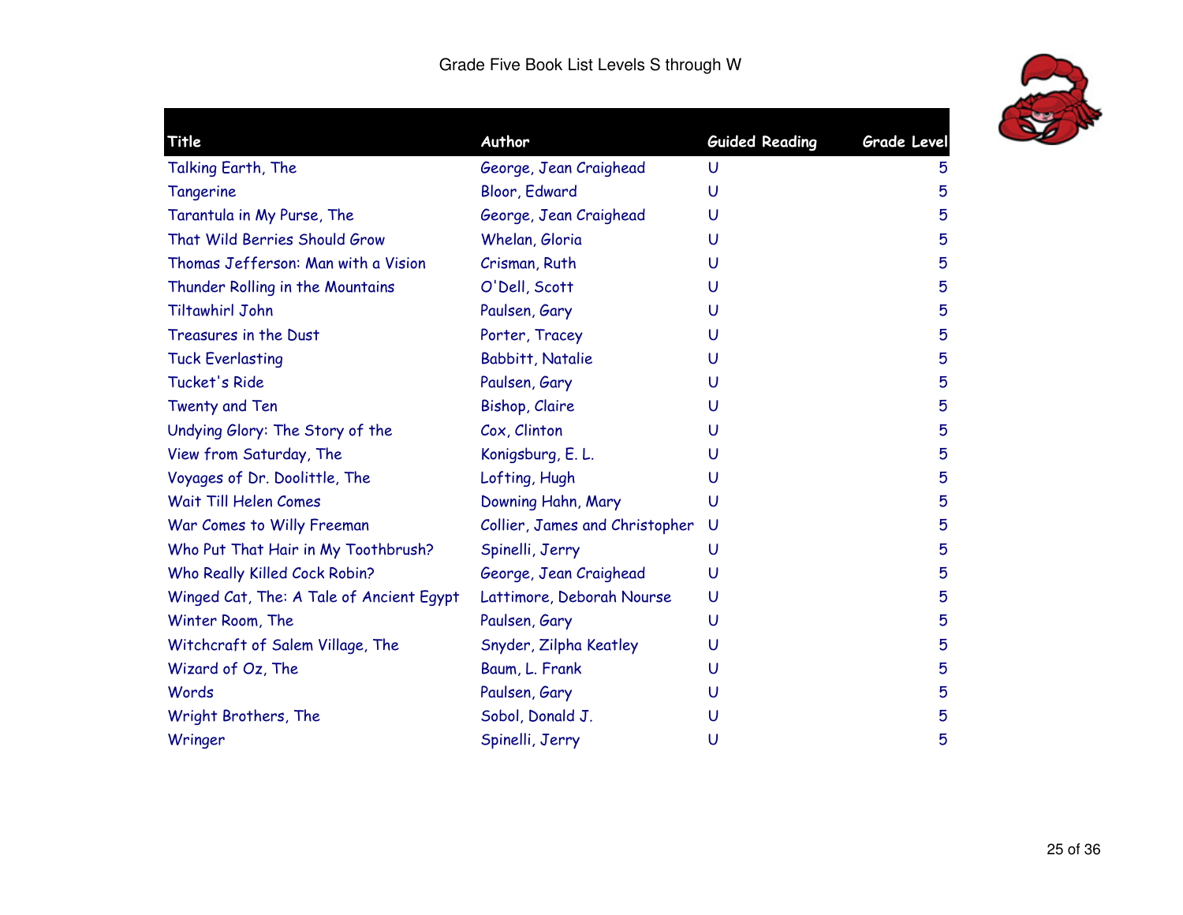Grade Five Book List Levels S through W

| Title | Author | Guided Reading | Grade Level |
|---|---|---|---|
| Talking Earth, The | George, Jean Craighead | U | 5 |
| Tangerine | Bloor, Edward | U | 5 |
| Tarantula in My Purse, The | George, Jean Craighead | U | 5 |
| That Wild Berries Should Grow | Whelan, Gloria | U | 5 |
| Thomas Jefferson: Man with a Vision | Crisman, Ruth | U | 5 |
| Thunder Rolling in the Mountains | O'Dell, Scott | U | 5 |
| Tiltawhirl John | Paulsen, Gary | U | 5 |
| Treasures in the Dust | Porter, Tracey | U | 5 |
| Tuck Everlasting | Babbitt, Natalie | U | 5 |
| Tucket's Ride | Paulsen, Gary | U | 5 |
| Twenty and Ten | Bishop, Claire | U | 5 |
| Undying Glory: The Story of the | Cox, Clinton | U | 5 |
| View from Saturday, The | Konigsburg, E. L. | U | 5 |
| Voyages of Dr. Doolittle, The | Lofting, Hugh | U | 5 |
| Wait Till Helen Comes | Downing Hahn, Mary | U | 5 |
| War Comes to Willy Freeman | Collier, James and Christopher | U | 5 |
| Who Put That Hair in My Toothbrush? | Spinelli, Jerry | U | 5 |
| Who Really Killed Cock Robin? | George, Jean Craighead | U | 5 |
| Winged Cat, The: A Tale of Ancient Egypt | Lattimore, Deborah Nourse | U | 5 |
| Winter Room, The | Paulsen, Gary | U | 5 |
| Witchcraft of Salem Village, The | Snyder, Zilpha Keatley | U | 5 |
| Wizard of Oz, The | Baum, L. Frank | U | 5 |
| Words | Paulsen, Gary | U | 5 |
| Wright Brothers, The | Sobol, Donald J. | U | 5 |
| Wringer | Spinelli, Jerry | U | 5 |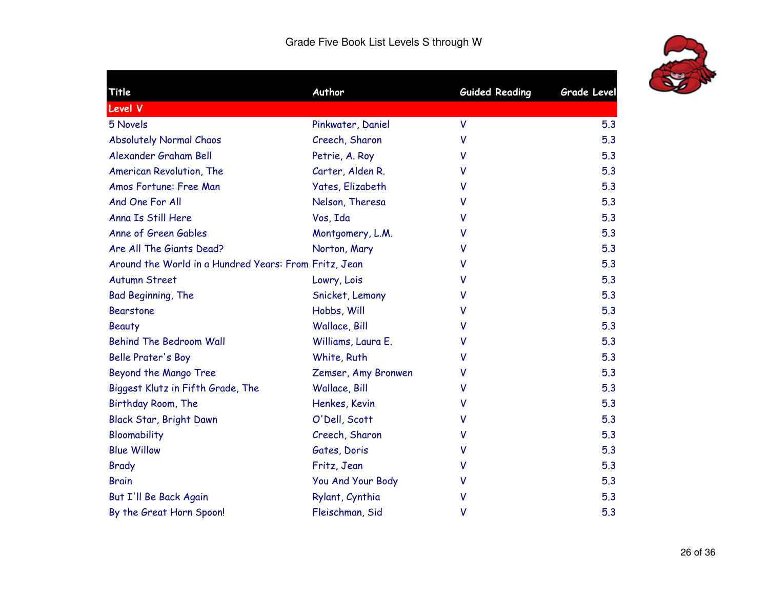# Grade Five Book List Levels S through W

| Title | Author | Guided Reading | Grade Level |
|---|---|---|---|
| **Level V** | | | |
| 5 Novels | Pinkwater, Daniel | V | 5.3 |
| Absolutely Normal Chaos | Creech, Sharon | V | 5.3 |
| Alexander Graham Bell | Petrie, A. Roy | V | 5.3 |
| American Revolution, The | Carter, Alden R. | V | 5.3 |
| Amos Fortune: Free Man | Yates, Elizabeth | V | 5.3 |
| And One For All | Nelson, Theresa | V | 5.3 |
| Anna Is Still Here | Vos, Ida | V | 5.3 |
| Anne of Green Gables | Montgomery, L.M. | V | 5.3 |
| Are All The Giants Dead? | Norton, Mary | V | 5.3 |
| Around the World in a Hundred Years: From | Fritz, Jean | V | 5.3 |
| Autumn Street | Lowry, Lois | V | 5.3 |
| Bad Beginning, The | Snicket, Lemony | V | 5.3 |
| Bearstone | Hobbs, Will | V | 5.3 |
| Beauty | Wallace, Bill | V | 5.3 |
| Behind The Bedroom Wall | Williams, Laura E. | V | 5.3 |
| Belle Prater's Boy | White, Ruth | V | 5.3 |
| Beyond the Mango Tree | Zemser, Amy Bronwen | V | 5.3 |
| Biggest Klutz in Fifth Grade, The | Wallace, Bill | V | 5.3 |
| Birthday Room, The | Henkes, Kevin | V | 5.3 |
| Black Star, Bright Dawn | O'Dell, Scott | V | 5.3 |
| Bloomability | Creech, Sharon | V | 5.3 |
| Blue Willow | Gates, Doris | V | 5.3 |
| Brady | Fritz, Jean | V | 5.3 |
| Brain | You And Your Body | V | 5.3 |
| But I'll Be Back Again | Rylant, Cynthia | V | 5.3 |
| By the Great Horn Spoon! | Fleischman, Sid | V | 5.3 |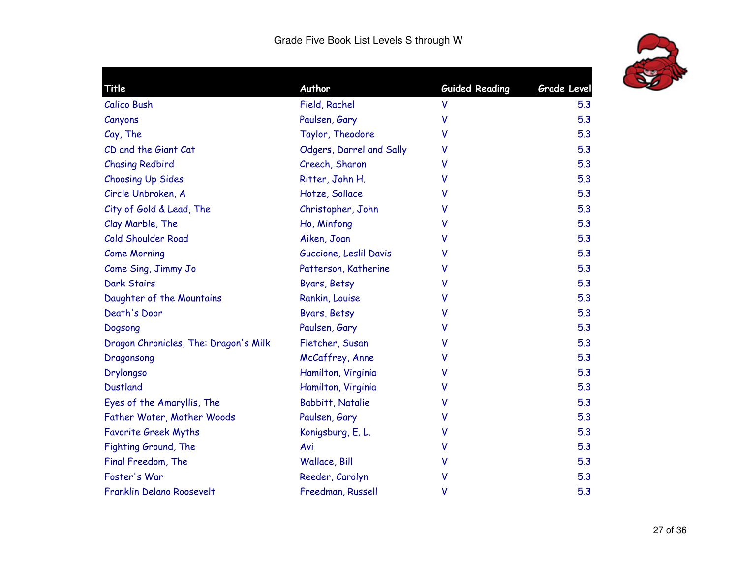Grade Five Book List Levels S through W

| Title | Author | Guided Reading | Grade Level |
|---|---|---|---|
| Calico Bush | Field, Rachel | V | 5.3 |
| Canyons | Paulsen, Gary | V | 5.3 |
| Cay, The | Taylor, Theodore | V | 5.3 |
| CD and the Giant Cat | Odgers, Darrel and Sally | V | 5.3 |
| Chasing Redbird | Creech, Sharon | V | 5.3 |
| Choosing Up Sides | Ritter, John H. | V | 5.3 |
| Circle Unbroken, A | Hotze, Sollace | V | 5.3 |
| City of Gold & Lead, The | Christopher, John | V | 5.3 |
| Clay Marble, The | Ho, Minfong | V | 5.3 |
| Cold Shoulder Road | Aiken, Joan | V | 5.3 |
| Come Morning | Guccione, Leslil Davis | V | 5.3 |
| Come Sing, Jimmy Jo | Patterson, Katherine | V | 5.3 |
| Dark Stairs | Byars, Betsy | V | 5.3 |
| Daughter of the Mountains | Rankin, Louise | V | 5.3 |
| Death's Door | Byars, Betsy | V | 5.3 |
| Dogsong | Paulsen, Gary | V | 5.3 |
| Dragon Chronicles, The: Dragon's Milk | Fletcher, Susan | V | 5.3 |
| Dragonsong | McCaffrey, Anne | V | 5.3 |
| Drylongso | Hamilton, Virginia | V | 5.3 |
| Dustland | Hamilton, Virginia | V | 5.3 |
| Eyes of the Amaryllis, The | Babbitt, Natalie | V | 5.3 |
| Father Water, Mother Woods | Paulsen, Gary | V | 5.3 |
| Favorite Greek Myths | Konigsburg, E. L. | V | 5.3 |
| Fighting Ground, The | Avi | V | 5.3 |
| Final Freedom, The | Wallace, Bill | V | 5.3 |
| Foster's War | Reeder, Carolyn | V | 5.3 |
| Franklin Delano Roosevelt | Freedman, Russell | V | 5.3 |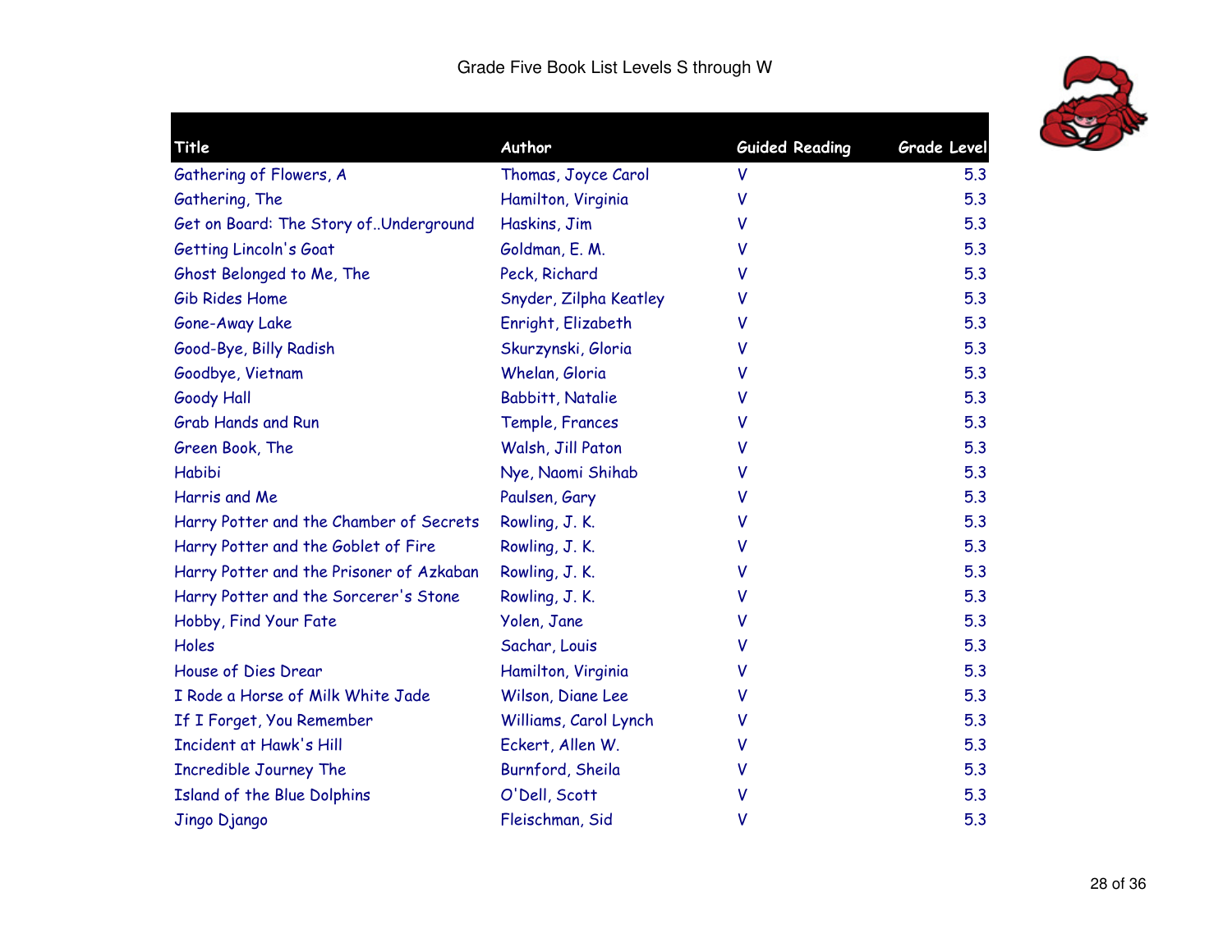Grade Five Book List Levels S through W

| Title | Author | Guided Reading | Grade Level |
|---|---|---|---|
| Gathering of Flowers, A | Thomas, Joyce Carol | V | 5.3 |
| Gathering, The | Hamilton, Virginia | V | 5.3 |
| Get on Board: The Story of..Underground | Haskins, Jim | V | 5.3 |
| Getting Lincoln's Goat | Goldman, E. M. | V | 5.3 |
| Ghost Belonged to Me, The | Peck, Richard | V | 5.3 |
| Gib Rides Home | Snyder, Zilpha Keatley | V | 5.3 |
| Gone-Away Lake | Enright, Elizabeth | V | 5.3 |
| Good-Bye, Billy Radish | Skurzynski, Gloria | V | 5.3 |
| Goodbye, Vietnam | Whelan, Gloria | V | 5.3 |
| Goody Hall | Babbitt, Natalie | V | 5.3 |
| Grab Hands and Run | Temple, Frances | V | 5.3 |
| Green Book, The | Walsh, Jill Paton | V | 5.3 |
| Habibi | Nye, Naomi Shihab | V | 5.3 |
| Harris and Me | Paulsen, Gary | V | 5.3 |
| Harry Potter and the Chamber of Secrets | Rowling, J. K. | V | 5.3 |
| Harry Potter and the Goblet of Fire | Rowling, J. K. | V | 5.3 |
| Harry Potter and the Prisoner of Azkaban | Rowling, J. K. | V | 5.3 |
| Harry Potter and the Sorcerer's Stone | Rowling, J. K. | V | 5.3 |
| Hobby, Find Your Fate | Yolen, Jane | V | 5.3 |
| Holes | Sachar, Louis | V | 5.3 |
| House of Dies Drear | Hamilton, Virginia | V | 5.3 |
| I Rode a Horse of Milk White Jade | Wilson, Diane Lee | V | 5.3 |
| If I Forget, You Remember | Williams, Carol Lynch | V | 5.3 |
| Incident at Hawk's Hill | Eckert, Allen W. | V | 5.3 |
| Incredible Journey The | Burnford, Sheila | V | 5.3 |
| Island of the Blue Dolphins | O'Dell, Scott | V | 5.3 |
| Jingo Django | Fleischman, Sid | V | 5.3 |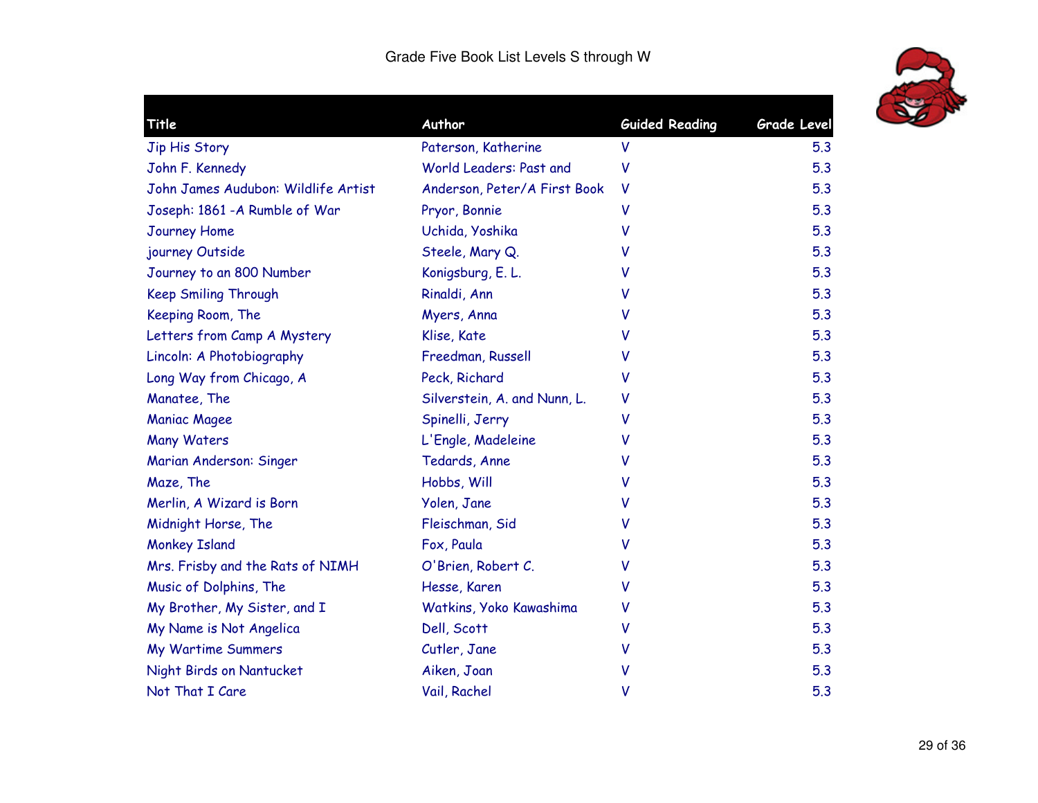Grade Five Book List Levels S through W

| Title | Author | Guided Reading | Grade Level |
|---|---|---|---|
| Jip His Story | Paterson, Katherine | V | 5.3 |
| John F. Kennedy | World Leaders: Past and | V | 5.3 |
| John James Audubon: Wildlife Artist | Anderson, Peter/A First Book | V | 5.3 |
| Joseph: 1861 -A Rumble of War | Pryor, Bonnie | V | 5.3 |
| Journey Home | Uchida, Yoshika | V | 5.3 |
| journey Outside | Steele, Mary Q. | V | 5.3 |
| Journey to an 800 Number | Konigsburg, E. L. | V | 5.3 |
| Keep Smiling Through | Rinaldi, Ann | V | 5.3 |
| Keeping Room, The | Myers, Anna | V | 5.3 |
| Letters from Camp A Mystery | Klise, Kate | V | 5.3 |
| Lincoln: A Photobiography | Freedman, Russell | V | 5.3 |
| Long Way from Chicago, A | Peck, Richard | V | 5.3 |
| Manatee, The | Silverstein, A. and Nunn, L. | V | 5.3 |
| Maniac Magee | Spinelli, Jerry | V | 5.3 |
| Many Waters | L'Engle, Madeleine | V | 5.3 |
| Marian Anderson: Singer | Tedards, Anne | V | 5.3 |
| Maze, The | Hobbs, Will | V | 5.3 |
| Merlin, A Wizard is Born | Yolen, Jane | V | 5.3 |
| Midnight Horse, The | Fleischman, Sid | V | 5.3 |
| Monkey Island | Fox, Paula | V | 5.3 |
| Mrs. Frisby and the Rats of NIMH | O'Brien, Robert C. | V | 5.3 |
| Music of Dolphins, The | Hesse, Karen | V | 5.3 |
| My Brother, My Sister, and I | Watkins, Yoko Kawashima | V | 5.3 |
| My Name is Not Angelica | Dell, Scott | V | 5.3 |
| My Wartime Summers | Cutler, Jane | V | 5.3 |
| Night Birds on Nantucket | Aiken, Joan | V | 5.3 |
| Not That I Care | Vail, Rachel | V | 5.3 |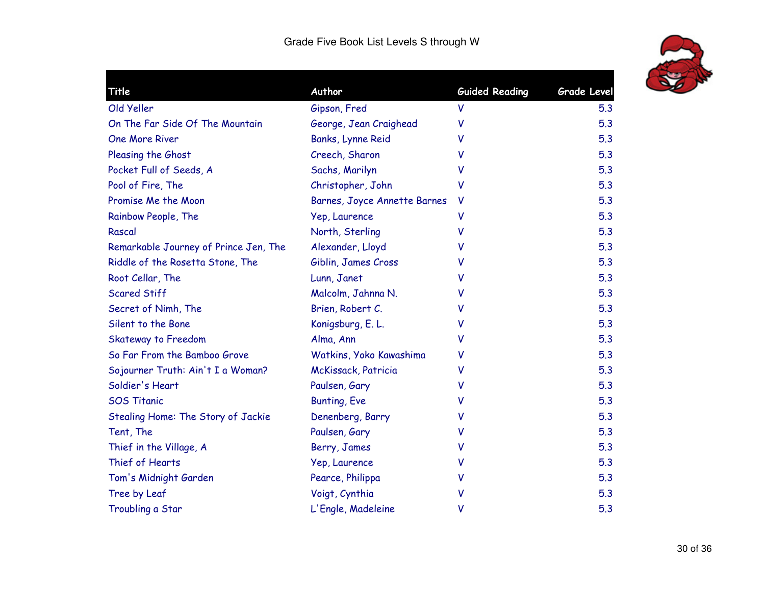# Grade Five Book List Levels S through W

| Title | Author | Guided Reading | Grade Level |
|---|---|---|---|
| Old Yeller | Gipson, Fred | V | 5.3 |
| On The Far Side Of The Mountain | George, Jean Craighead | V | 5.3 |
| One More River | Banks, Lynne Reid | V | 5.3 |
| Pleasing the Ghost | Creech, Sharon | V | 5.3 |
| Pocket Full of Seeds, A | Sachs, Marilyn | V | 5.3 |
| Pool of Fire, The | Christopher, John | V | 5.3 |
| Promise Me the Moon | Barnes, Joyce Annette Barnes | V | 5.3 |
| Rainbow People, The | Yep, Laurence | V | 5.3 |
| Rascal | North, Sterling | V | 5.3 |
| Remarkable Journey of Prince Jen, The | Alexander, Lloyd | V | 5.3 |
| Riddle of the Rosetta Stone, The | Giblin, James Cross | V | 5.3 |
| Root Cellar, The | Lunn, Janet | V | 5.3 |
| Scared Stiff | Malcolm, Jahnna N. | V | 5.3 |
| Secret of Nimh, The | Brien, Robert C. | V | 5.3 |
| Silent to the Bone | Konigsburg, E. L. | V | 5.3 |
| Skateway to Freedom | Alma, Ann | V | 5.3 |
| So Far From the Bamboo Grove | Watkins, Yoko Kawashima | V | 5.3 |
| Sojourner Truth: Ain't I a Woman? | McKissack, Patricia | V | 5.3 |
| Soldier's Heart | Paulsen, Gary | V | 5.3 |
| SOS Titanic | Bunting, Eve | V | 5.3 |
| Stealing Home: The Story of Jackie | Denenberg, Barry | V | 5.3 |
| Tent, The | Paulsen, Gary | V | 5.3 |
| Thief in the Village, A | Berry, James | V | 5.3 |
| Thief of Hearts | Yep, Laurence | V | 5.3 |
| Tom's Midnight Garden | Pearce, Philippa | V | 5.3 |
| Tree by Leaf | Voigt, Cynthia | V | 5.3 |
| Troubling a Star | L'Engle, Madeleine | V | 5.3 |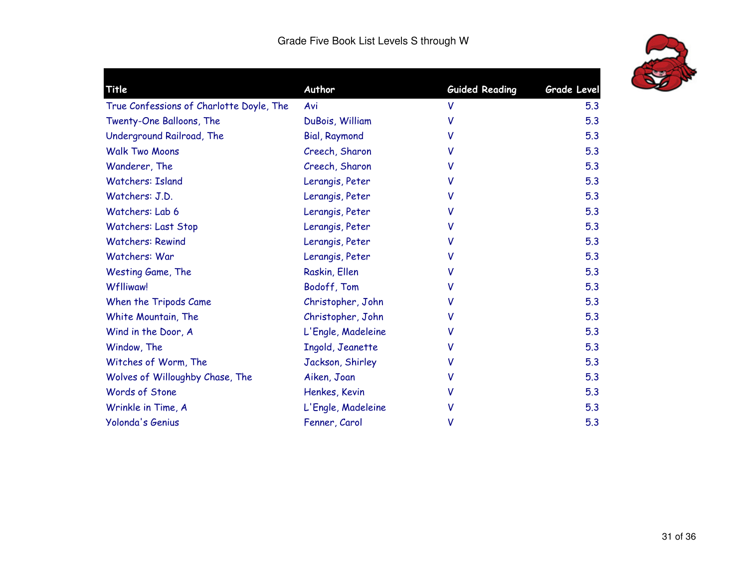# Grade Five Book List Levels S through W

| Title | Author | Guided Reading | Grade Level |
|---|---|---|---|
| True Confessions of Charlotte Doyle, The | Avi | V | 5.3 |
| Twenty-One Balloons, The | DuBois, William | V | 5.3 |
| Underground Railroad, The | Bial, Raymond | V | 5.3 |
| Walk Two Moons | Creech, Sharon | V | 5.3 |
| Wanderer, The | Creech, Sharon | V | 5.3 |
| Watchers: Island | Lerangis, Peter | V | 5.3 |
| Watchers: J.D. | Lerangis, Peter | V | 5.3 |
| Watchers: Lab 6 | Lerangis, Peter | V | 5.3 |
| Watchers: Last Stop | Lerangis, Peter | V | 5.3 |
| Watchers: Rewind | Lerangis, Peter | V | 5.3 |
| Watchers: War | Lerangis, Peter | V | 5.3 |
| Westing Game, The | Raskin, Ellen | V | 5.3 |
| Wflliwaw! | Bodoff, Tom | V | 5.3 |
| When the Tripods Came | Christopher, John | V | 5.3 |
| White Mountain, The | Christopher, John | V | 5.3 |
| Wind in the Door, A | L'Engle, Madeleine | V | 5.3 |
| Window, The | Ingold, Jeanette | V | 5.3 |
| Witches of Worm, The | Jackson, Shirley | V | 5.3 |
| Wolves of Willoughby Chase, The | Aiken, Joan | V | 5.3 |
| Words of Stone | Henkes, Kevin | V | 5.3 |
| Wrinkle in Time, A | L'Engle, Madeleine | V | 5.3 |
| Yolonda's Genius | Fenner, Carol | V | 5.3 |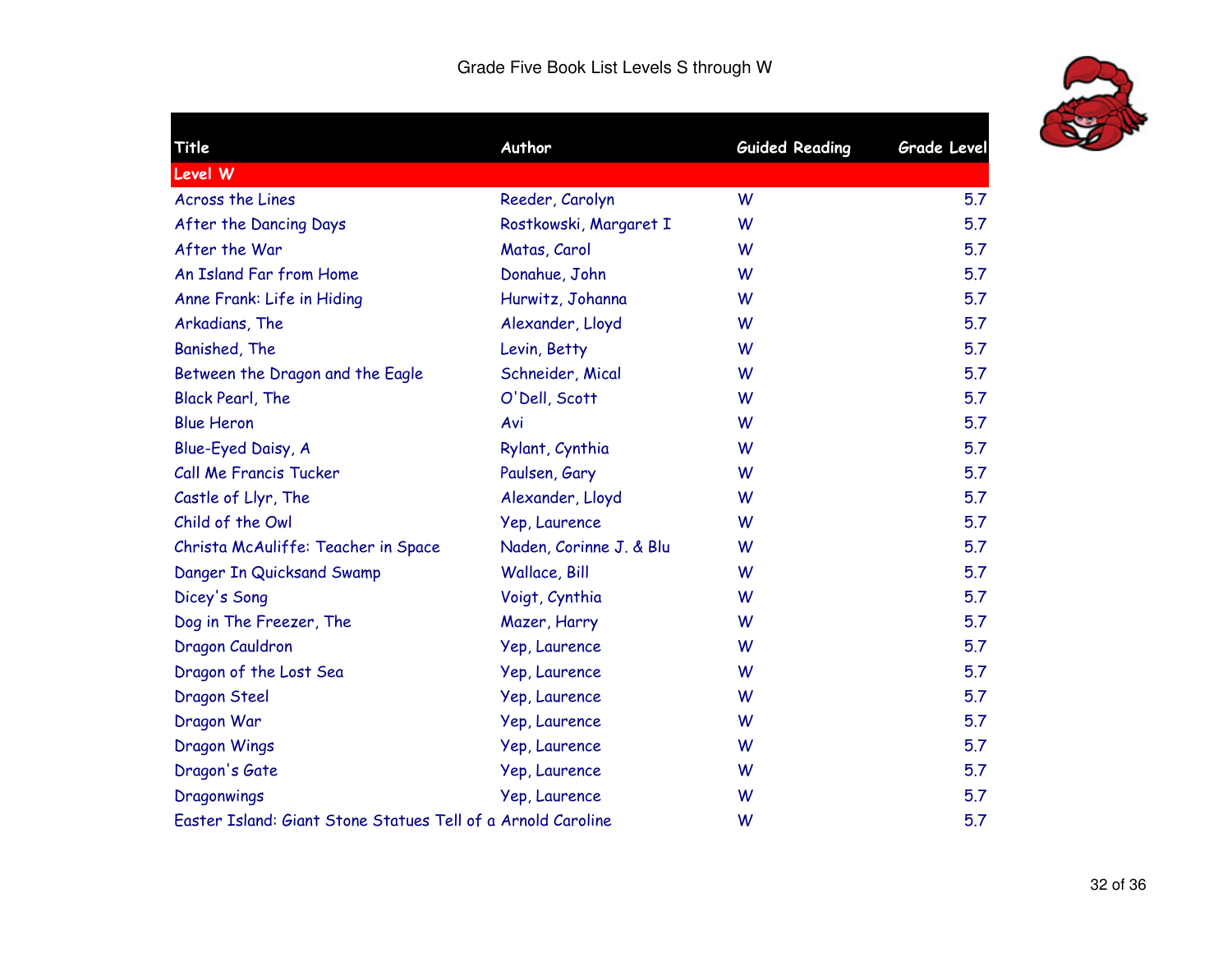# Grade Five Book List Levels S through W

| Title | Author | Guided Reading | Grade Level |
|---|---|---|---|
| **Level W** | | | |
| Across the Lines | Reeder, Carolyn | W | 5.7 |
| After the Dancing Days | Rostkowski, Margaret I | W | 5.7 |
| After the War | Matas, Carol | W | 5.7 |
| An Island Far from Home | Donahue, John | W | 5.7 |
| Anne Frank: Life in Hiding | Hurwitz, Johanna | W | 5.7 |
| Arkadians, The | Alexander, Lloyd | W | 5.7 |
| Banished, The | Levin, Betty | W | 5.7 |
| Between the Dragon and the Eagle | Schneider, Mical | W | 5.7 |
| Black Pearl, The | O'Dell, Scott | W | 5.7 |
| Blue Heron | Avi | W | 5.7 |
| Blue-Eyed Daisy, A | Rylant, Cynthia | W | 5.7 |
| Call Me Francis Tucker | Paulsen, Gary | W | 5.7 |
| Castle of Llyr, The | Alexander, Lloyd | W | 5.7 |
| Child of the Owl | Yep, Laurence | W | 5.7 |
| Christa McAuliffe: Teacher in Space | Naden, Corinne J. & Blu | W | 5.7 |
| Danger In Quicksand Swamp | Wallace, Bill | W | 5.7 |
| Dicey's Song | Voigt, Cynthia | W | 5.7 |
| Dog in The Freezer, The | Mazer, Harry | W | 5.7 |
| Dragon Cauldron | Yep, Laurence | W | 5.7 |
| Dragon of the Lost Sea | Yep, Laurence | W | 5.7 |
| Dragon Steel | Yep, Laurence | W | 5.7 |
| Dragon War | Yep, Laurence | W | 5.7 |
| Dragon Wings | Yep, Laurence | W | 5.7 |
| Dragon's Gate | Yep, Laurence | W | 5.7 |
| Dragonwings | Yep, Laurence | W | 5.7 |
| Easter Island: Giant Stone Statues Tell of a | Arnold Caroline | W | 5.7 |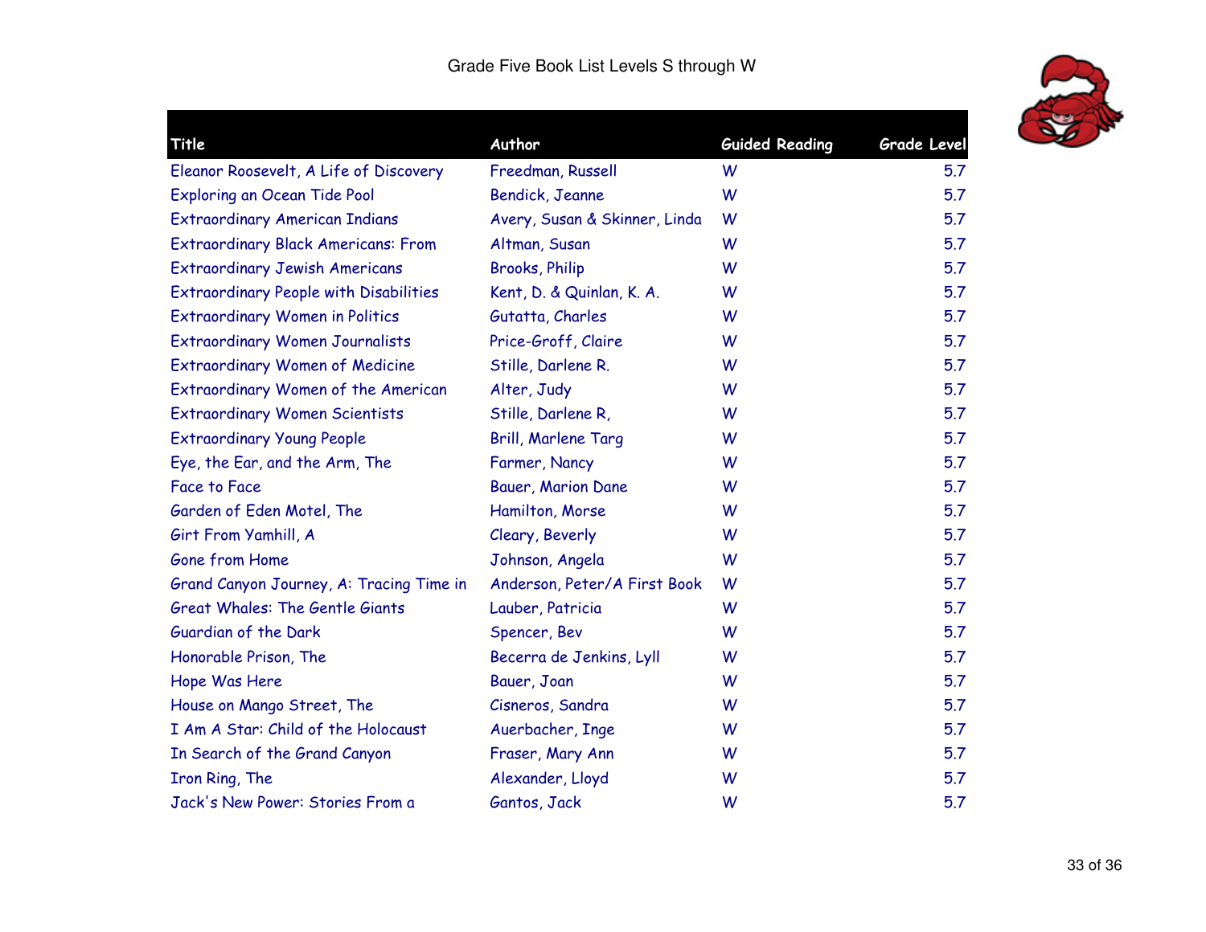Grade Five Book List Levels S through W

| Title | Author | Guided Reading | Grade Level |
| --- | --- | --- | --- |
| Eleanor Roosevelt, A Life of Discovery | Freedman, Russell | W | 5.7 |
| Exploring an Ocean Tide Pool | Bendick, Jeanne | W | 5.7 |
| Extraordinary American Indians | Avery, Susan & Skinner, Linda | W | 5.7 |
| Extraordinary Black Americans: From | Altman, Susan | W | 5.7 |
| Extraordinary Jewish Americans | Brooks, Philip | W | 5.7 |
| Extraordinary People with Disabilities | Kent, D. & Quinlan, K. A. | W | 5.7 |
| Extraordinary Women in Politics | Gutatta, Charles | W | 5.7 |
| Extraordinary Women Journalists | Price-Groff, Claire | W | 5.7 |
| Extraordinary Women of Medicine | Stille, Darlene R. | W | 5.7 |
| Extraordinary Women of the American | Alter, Judy | W | 5.7 |
| Extraordinary Women Scientists | Stille, Darlene R, | W | 5.7 |
| Extraordinary Young People | Brill, Marlene Targ | W | 5.7 |
| Eye, the Ear, and the Arm, The | Farmer, Nancy | W | 5.7 |
| Face to Face | Bauer, Marion Dane | W | 5.7 |
| Garden of Eden Motel, The | Hamilton, Morse | W | 5.7 |
| Girt From Yamhill, A | Cleary, Beverly | W | 5.7 |
| Gone from Home | Johnson, Angela | W | 5.7 |
| Grand Canyon Journey, A: Tracing Time in | Anderson, Peter/A First Book | W | 5.7 |
| Great Whales: The Gentle Giants | Lauber, Patricia | W | 5.7 |
| Guardian of the Dark | Spencer, Bev | W | 5.7 |
| Honorable Prison, The | Becerra de Jenkins, Lyll | W | 5.7 |
| Hope Was Here | Bauer, Joan | W | 5.7 |
| House on Mango Street, The | Cisneros, Sandra | W | 5.7 |
| I Am A Star: Child of the Holocaust | Auerbacher, Inge | W | 5.7 |
| In Search of the Grand Canyon | Fraser, Mary Ann | W | 5.7 |
| Iron Ring, The | Alexander, Lloyd | W | 5.7 |
| Jack's New Power: Stories From a | Gantos, Jack | W | 5.7 |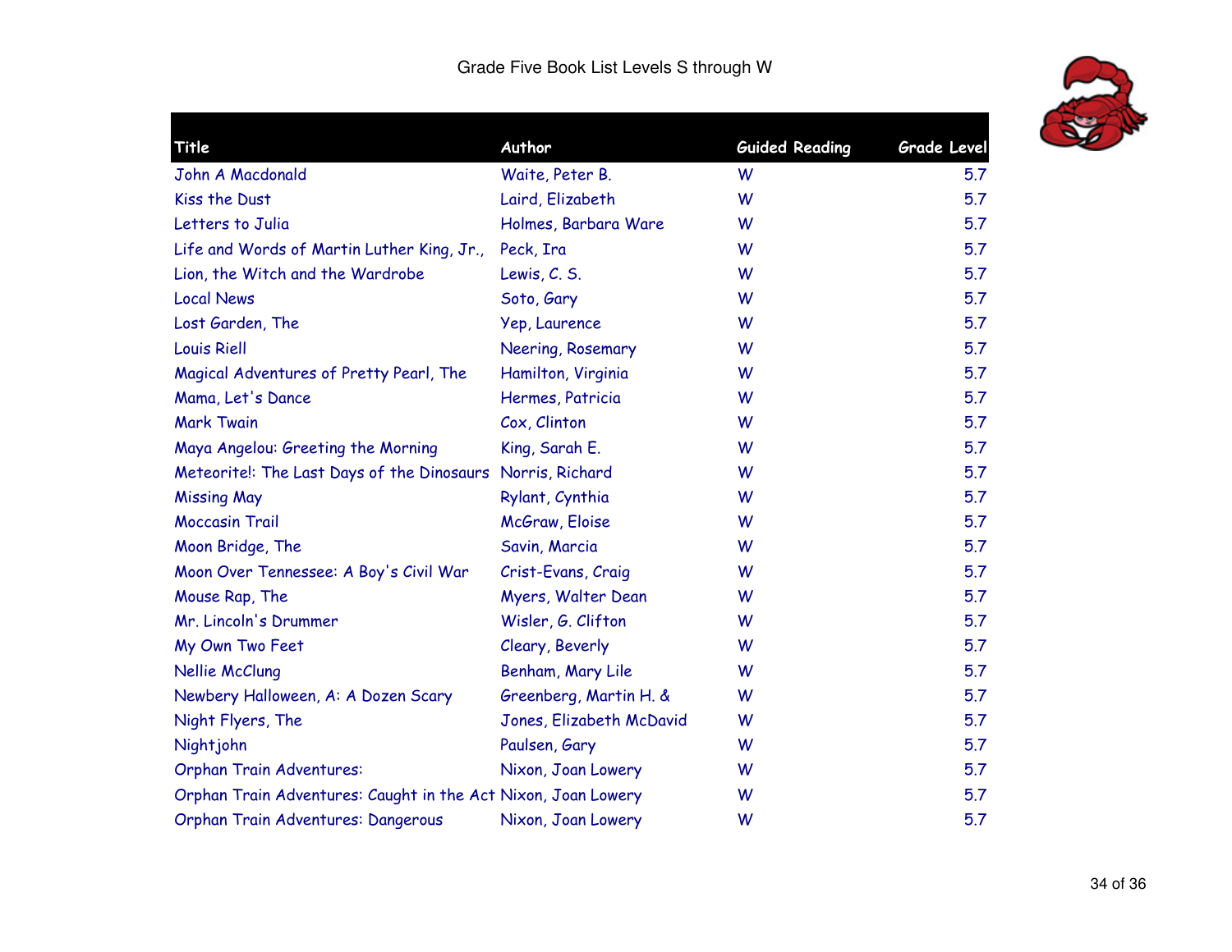Grade Five Book List Levels S through W

| Title | Author | Guided Reading | Grade Level |
|---|---|---|---|
| John A Macdonald | Waite, Peter B. | W | 5.7 |
| Kiss the Dust | Laird, Elizabeth | W | 5.7 |
| Letters to Julia | Holmes, Barbara Ware | W | 5.7 |
| Life and Words of Martin Luther King, Jr., | Peck, Ira | W | 5.7 |
| Lion, the Witch and the Wardrobe | Lewis, C. S. | W | 5.7 |
| Local News | Soto, Gary | W | 5.7 |
| Lost Garden, The | Yep, Laurence | W | 5.7 |
| Louis Riell | Neering, Rosemary | W | 5.7 |
| Magical Adventures of Pretty Pearl, The | Hamilton, Virginia | W | 5.7 |
| Mama, Let's Dance | Hermes, Patricia | W | 5.7 |
| Mark Twain | Cox, Clinton | W | 5.7 |
| Maya Angelou: Greeting the Morning | King, Sarah E. | W | 5.7 |
| Meteorite!: The Last Days of the Dinosaurs | Norris, Richard | W | 5.7 |
| Missing May | Rylant, Cynthia | W | 5.7 |
| Moccasin Trail | McGraw, Eloise | W | 5.7 |
| Moon Bridge, The | Savin, Marcia | W | 5.7 |
| Moon Over Tennessee: A Boy's Civil War | Crist-Evans, Craig | W | 5.7 |
| Mouse Rap, The | Myers, Walter Dean | W | 5.7 |
| Mr. Lincoln's Drummer | Wisler, G. Clifton | W | 5.7 |
| My Own Two Feet | Cleary, Beverly | W | 5.7 |
| Nellie McClung | Benham, Mary Lile | W | 5.7 |
| Newbery Halloween, A: A Dozen Scary | Greenberg, Martin H. & | W | 5.7 |
| Night Flyers, The | Jones, Elizabeth McDavid | W | 5.7 |
| Nightjohn | Paulsen, Gary | W | 5.7 |
| Orphan Train Adventures: | Nixon, Joan Lowery | W | 5.7 |
| Orphan Train Adventures: Caught in the Act | Nixon, Joan Lowery | W | 5.7 |
| Orphan Train Adventures: Dangerous | Nixon, Joan Lowery | W | 5.7 |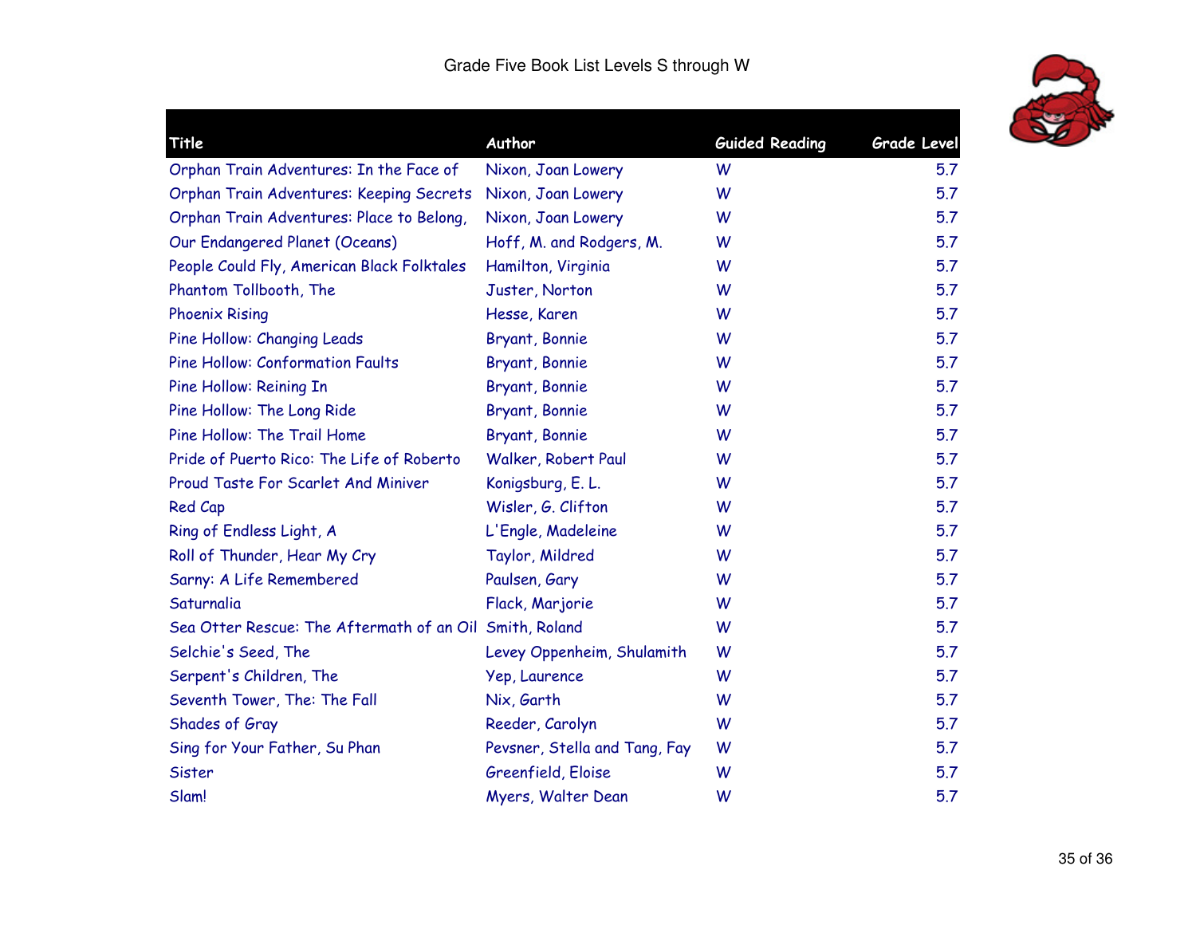Grade Five Book List Levels S through W

| Title | Author | Guided Reading | Grade Level |
|---|---|---|---|
| Orphan Train Adventures: In the Face of | Nixon, Joan Lowery | W | 5.7 |
| Orphan Train Adventures: Keeping Secrets | Nixon, Joan Lowery | W | 5.7 |
| Orphan Train Adventures: Place to Belong, | Nixon, Joan Lowery | W | 5.7 |
| Our Endangered Planet (Oceans) | Hoff, M. and Rodgers, M. | W | 5.7 |
| People Could Fly, American Black Folktales | Hamilton, Virginia | W | 5.7 |
| Phantom Tollbooth, The | Juster, Norton | W | 5.7 |
| Phoenix Rising | Hesse, Karen | W | 5.7 |
| Pine Hollow: Changing Leads | Bryant, Bonnie | W | 5.7 |
| Pine Hollow: Conformation Faults | Bryant, Bonnie | W | 5.7 |
| Pine Hollow: Reining In | Bryant, Bonnie | W | 5.7 |
| Pine Hollow: The Long Ride | Bryant, Bonnie | W | 5.7 |
| Pine Hollow: The Trail Home | Bryant, Bonnie | W | 5.7 |
| Pride of Puerto Rico: The Life of Roberto | Walker, Robert Paul | W | 5.7 |
| Proud Taste For Scarlet And Miniver | Konigsburg, E. L. | W | 5.7 |
| Red Cap | Wisler, G. Clifton | W | 5.7 |
| Ring of Endless Light, A | L'Engle, Madeleine | W | 5.7 |
| Roll of Thunder, Hear My Cry | Taylor, Mildred | W | 5.7 |
| Sarny: A Life Remembered | Paulsen, Gary | W | 5.7 |
| Saturnalia | Flack, Marjorie | W | 5.7 |
| Sea Otter Rescue: The Aftermath of an Oil | Smith, Roland | W | 5.7 |
| Selchie's Seed, The | Levey Oppenheim, Shulamith | W | 5.7 |
| Serpent's Children, The | Yep, Laurence | W | 5.7 |
| Seventh Tower, The: The Fall | Nix, Garth | W | 5.7 |
| Shades of Gray | Reeder, Carolyn | W | 5.7 |
| Sing for Your Father, Su Phan | Pevsner, Stella and Tang, Fay | W | 5.7 |
| Sister | Greenfield, Eloise | W | 5.7 |
| Slam! | Myers, Walter Dean | W | 5.7 |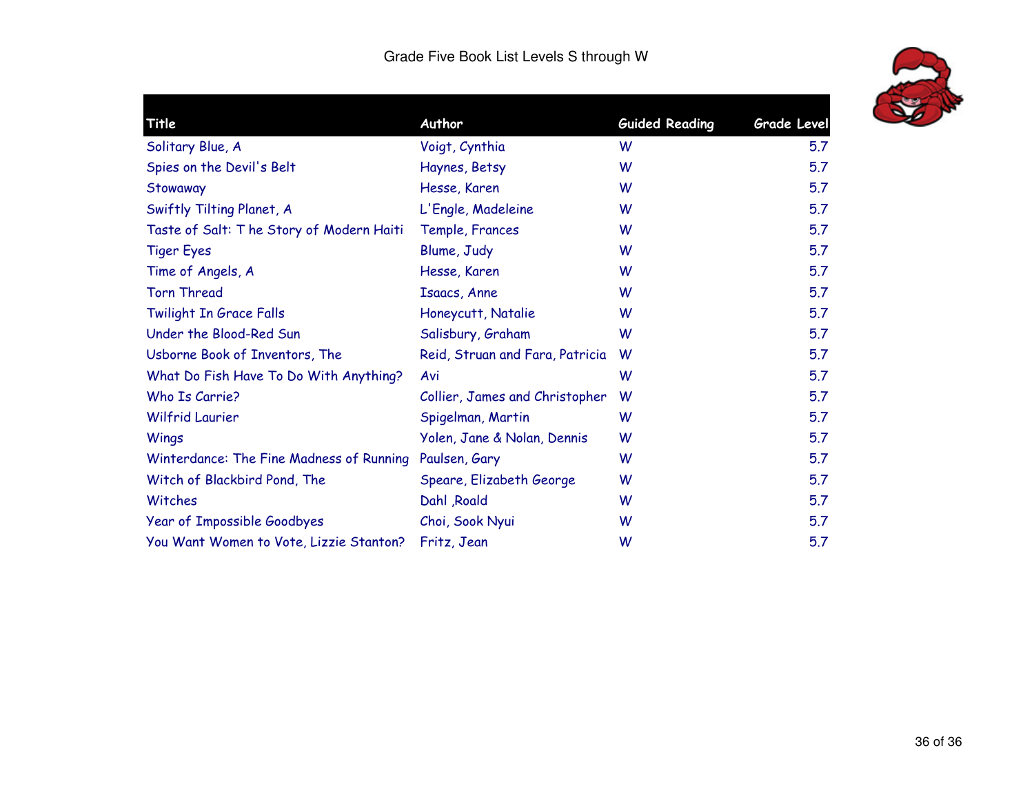Grade Five Book List Levels S through W

| Title | Author | Guided Reading | Grade Level |
|---|---|---|---|
| Solitary Blue, A | Voigt, Cynthia | W | 5.7 |
| Spies on the Devil's Belt | Haynes, Betsy | W | 5.7 |
| Stowaway | Hesse, Karen | W | 5.7 |
| Swiftly Tilting Planet, A | L'Engle, Madeleine | W | 5.7 |
| Taste of Salt: T he Story of Modern Haiti | Temple, Frances | W | 5.7 |
| Tiger Eyes | Blume, Judy | W | 5.7 |
| Time of Angels, A | Hesse, Karen | W | 5.7 |
| Torn Thread | Isaacs, Anne | W | 5.7 |
| Twilight In Grace Falls | Honeycutt, Natalie | W | 5.7 |
| Under the Blood-Red Sun | Salisbury, Graham | W | 5.7 |
| Usborne Book of Inventors, The | Reid, Struan and Fara, Patricia | W | 5.7 |
| What Do Fish Have To Do With Anything? | Avi | W | 5.7 |
| Who Is Carrie? | Collier, James and Christopher | W | 5.7 |
| Wilfrid Laurier | Spigelman, Martin | W | 5.7 |
| Wings | Yolen, Jane & Nolan, Dennis | W | 5.7 |
| Winterdance: The Fine Madness of Running | Paulsen, Gary | W | 5.7 |
| Witch of Blackbird Pond, The | Speare, Elizabeth George | W | 5.7 |
| Witches | Dahl ,Roald | W | 5.7 |
| Year of Impossible Goodbyes | Choi, Sook Nyui | W | 5.7 |
| You Want Women to Vote, Lizzie Stanton? | Fritz, Jean | W | 5.7 |